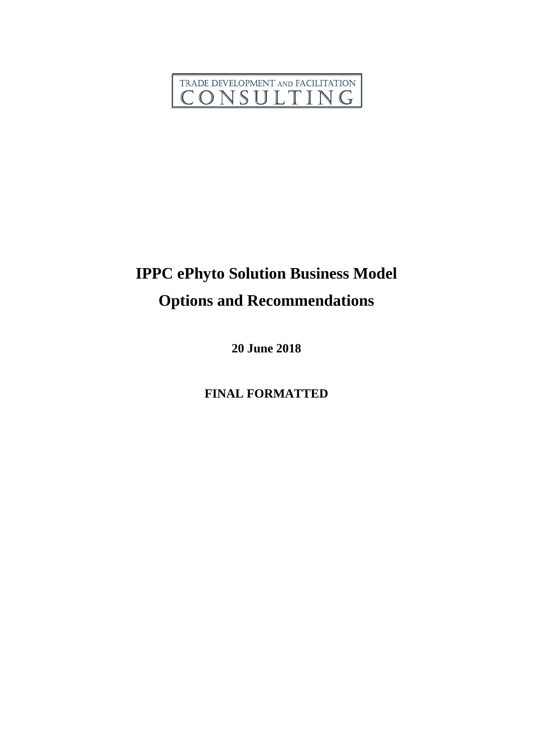TRADE DEVELOPMENT AND FACILITATION
CONSULTING

# IPPC ePhyto Solution Business Model
# Options and Recommendations

**20 June 2018**

**FINAL FORMATTED**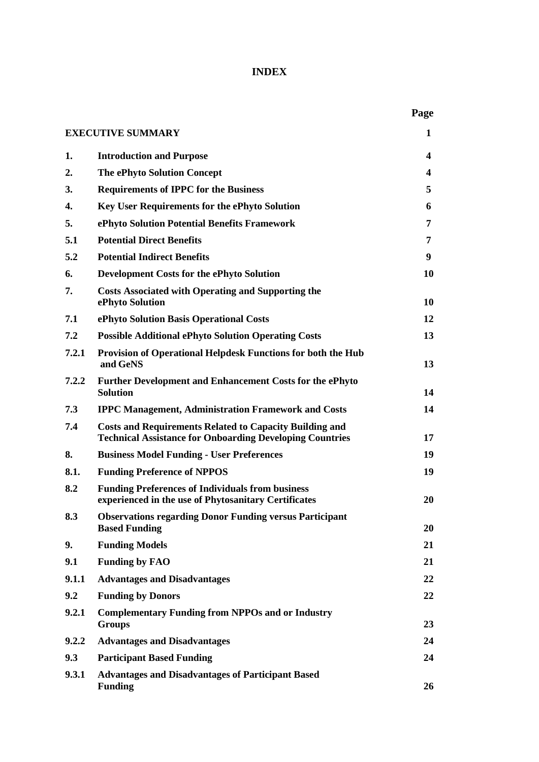# INDEX

| | | Page |
|---|---|---|
| **EXECUTIVE SUMMARY** | | **1** |
| **1.** | **Introduction and Purpose** | **4** |
| **2.** | **The ePhyto Solution Concept** | **4** |
| **3.** | **Requirements of IPPC for the Business** | **5** |
| **4.** | **Key User Requirements for the ePhyto Solution** | **6** |
| **5.** | **ePhyto Solution Potential Benefits Framework** | **7** |
| **5.1** | **Potential Direct Benefits** | **7** |
| **5.2** | **Potential Indirect Benefits** | **9** |
| **6.** | **Development Costs for the ePhyto Solution** | **10** |
| **7.** | **Costs Associated with Operating and Supporting the ePhyto Solution** | **10** |
| **7.1** | **ePhyto Solution Basis Operational Costs** | **12** |
| **7.2** | **Possible Additional ePhyto Solution Operating Costs** | **13** |
| **7.2.1** | **Provision of Operational Helpdesk Functions for both the Hub and GeNS** | **13** |
| **7.2.2** | **Further Development and Enhancement Costs for the ePhyto Solution** | **14** |
| **7.3** | **IPPC Management, Administration Framework and Costs** | **14** |
| **7.4** | **Costs and Requirements Related to Capacity Building and Technical Assistance for Onboarding Developing Countries** | **17** |
| **8.** | **Business Model Funding - User Preferences** | **19** |
| **8.1.** | **Funding Preference of NPPOS** | **19** |
| **8.2** | **Funding Preferences of Individuals from business experienced in the use of Phytosanitary Certificates** | **20** |
| **8.3** | **Observations regarding Donor Funding versus Participant Based Funding** | **20** |
| **9.** | **Funding Models** | **21** |
| **9.1** | **Funding by FAO** | **21** |
| **9.1.1** | **Advantages and Disadvantages** | **22** |
| **9.2** | **Funding by Donors** | **22** |
| **9.2.1** | **Complementary Funding from NPPOs and or Industry Groups** | **23** |
| **9.2.2** | **Advantages and Disadvantages** | **24** |
| **9.3** | **Participant Based Funding** | **24** |
| **9.3.1** | **Advantages and Disadvantages of Participant Based Funding** | **26** |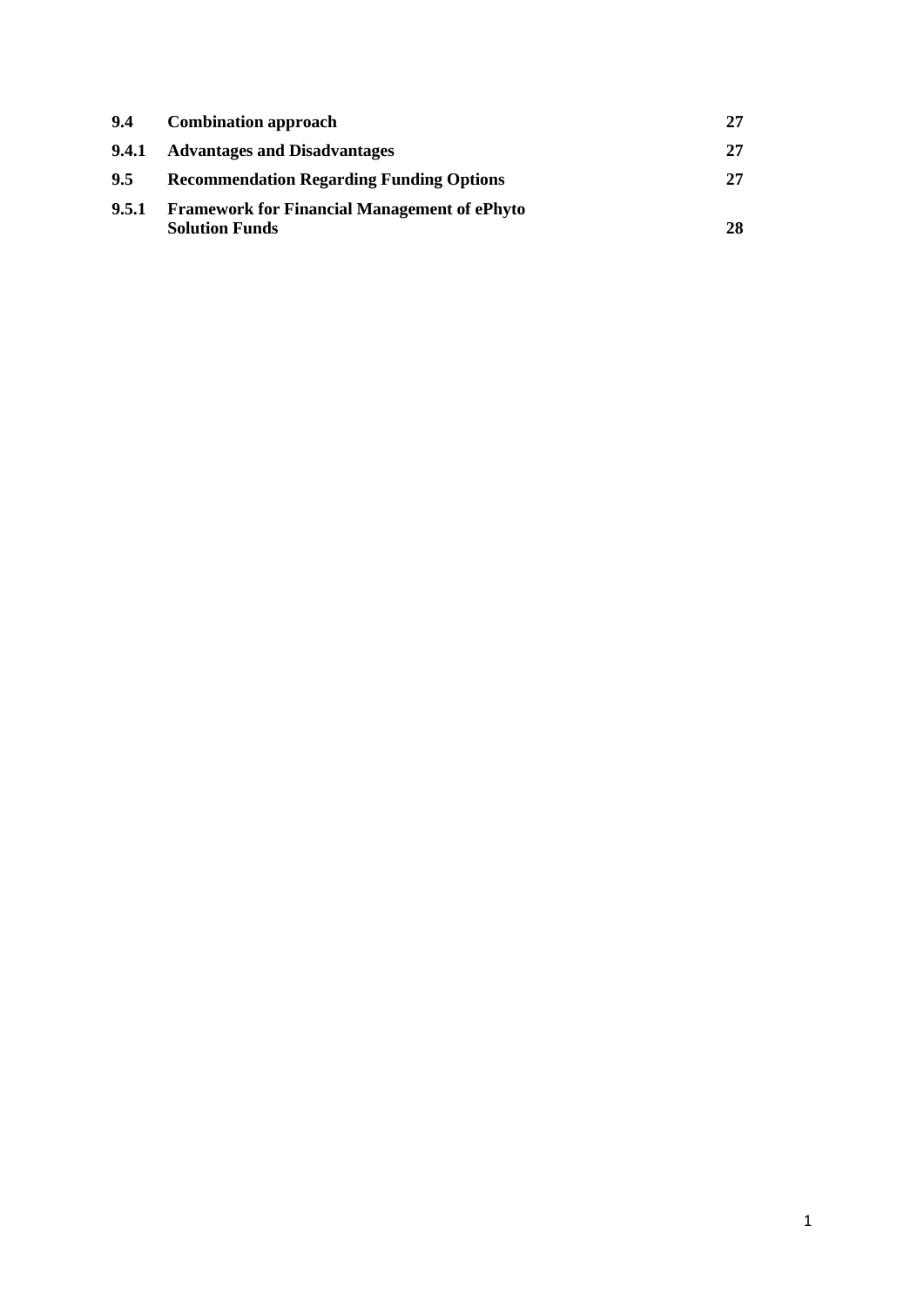| | | |
|---|---|---|
| **9.4** | **Combination approach** | **27** |
| **9.4.1** | **Advantages and Disadvantages** | **27** |
| **9.5** | **Recommendation Regarding Funding Options** | **27** |
| **9.5.1** | **Framework for Financial Management of ePhyto Solution Funds** | **28** |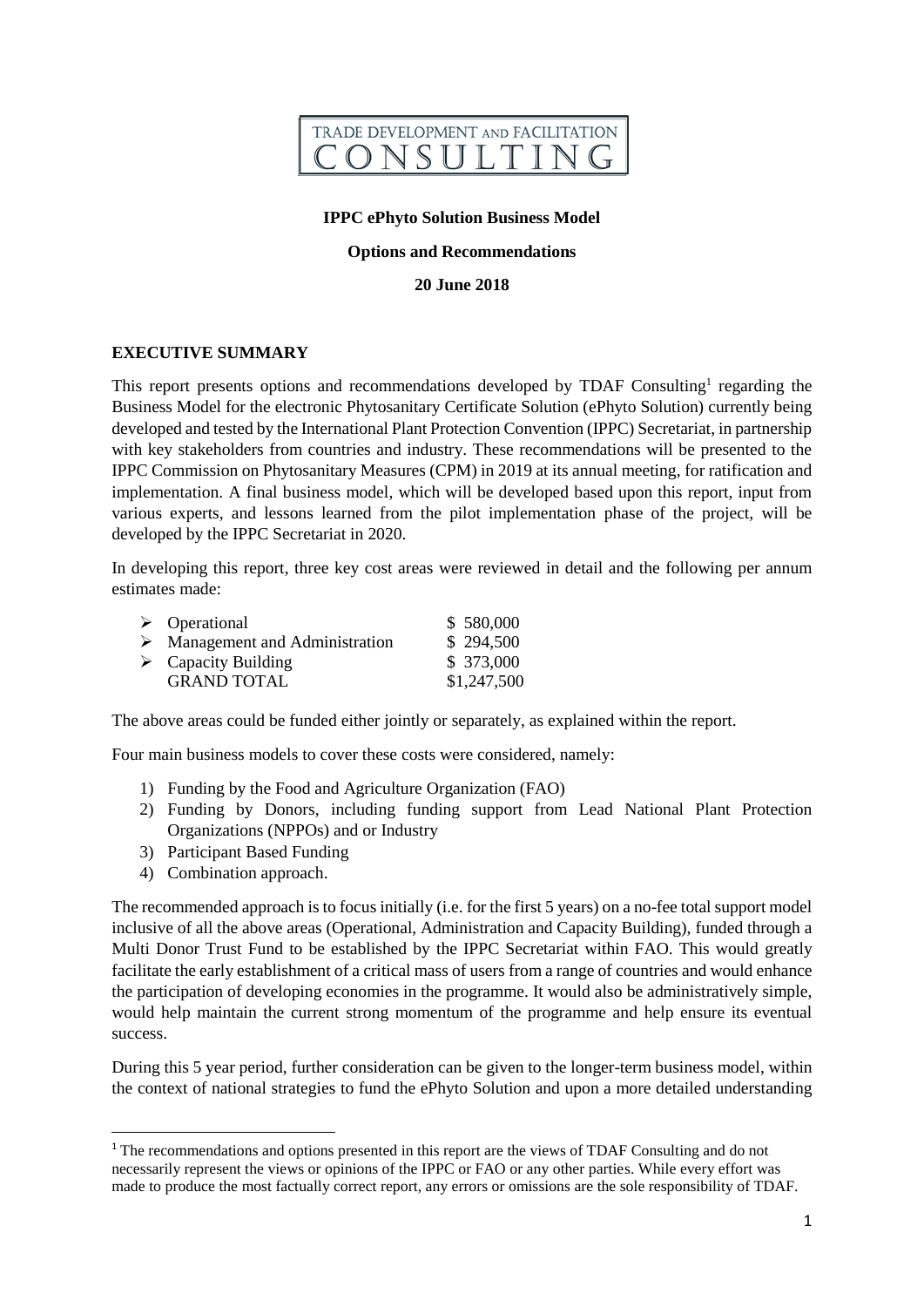TRADE DEVELOPMENT AND FACILITATION
CONSULTING

**IPPC ePhyto Solution Business Model**

**Options and Recommendations**

**20 June 2018**

## EXECUTIVE SUMMARY

This report presents options and recommendations developed by TDAF Consulting[1] regarding the Business Model for the electronic Phytosanitary Certificate Solution (ePhyto Solution) currently being developed and tested by the International Plant Protection Convention (IPPC) Secretariat, in partnership with key stakeholders from countries and industry. These recommendations will be presented to the IPPC Commission on Phytosanitary Measures (CPM) in 2019 at its annual meeting, for ratification and implementation. A final business model, which will be developed based upon this report, input from various experts, and lessons learned from the pilot implementation phase of the project, will be developed by the IPPC Secretariat in 2020.

In developing this report, three key cost areas were reviewed in detail and the following per annum estimates made:

| | |
|---|---|
| ➢ Operational | \$ 580,000 |
| ➢ Management and Administration | \$ 294,500 |
| ➢ Capacity Building | \$ 373,000 |
| GRAND TOTAL | \$1,247,500 |

The above areas could be funded either jointly or separately, as explained within the report.

Four main business models to cover these costs were considered, namely:

1) Funding by the Food and Agriculture Organization (FAO)
2) Funding by Donors, including funding support from Lead National Plant Protection Organizations (NPPOs) and or Industry
3) Participant Based Funding
4) Combination approach.

The recommended approach is to focus initially (i.e. for the first 5 years) on a no-fee total support model inclusive of all the above areas (Operational, Administration and Capacity Building), funded through a Multi Donor Trust Fund to be established by the IPPC Secretariat within FAO. This would greatly facilitate the early establishment of a critical mass of users from a range of countries and would enhance the participation of developing economies in the programme. It would also be administratively simple, would help maintain the current strong momentum of the programme and help ensure its eventual success.

During this 5 year period, further consideration can be given to the longer-term business model, within the context of national strategies to fund the ePhyto Solution and upon a more detailed understanding

[1] The recommendations and options presented in this report are the views of TDAF Consulting and do not necessarily represent the views or opinions of the IPPC or FAO or any other parties. While every effort was made to produce the most factually correct report, any errors or omissions are the sole responsibility of TDAF.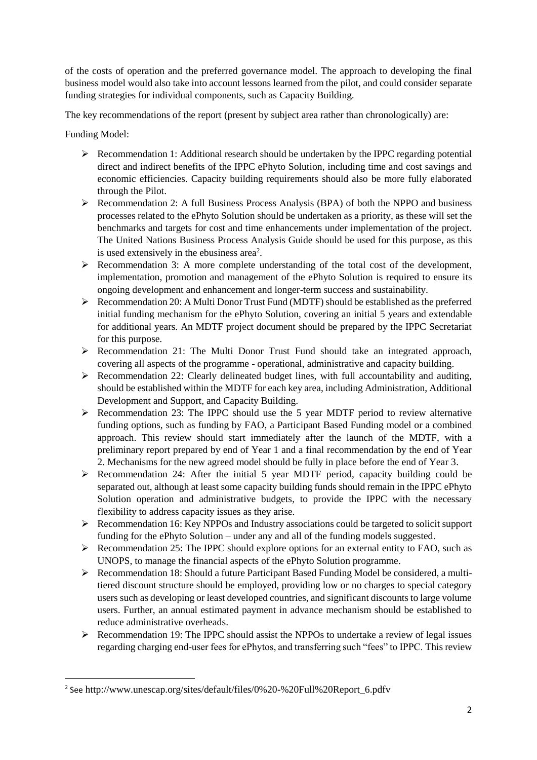of the costs of operation and the preferred governance model. The approach to developing the final business model would also take into account lessons learned from the pilot, and could consider separate funding strategies for individual components, such as Capacity Building.

The key recommendations of the report (present by subject area rather than chronologically) are:

Funding Model:

- Recommendation 1: Additional research should be undertaken by the IPPC regarding potential direct and indirect benefits of the IPPC ePhyto Solution, including time and cost savings and economic efficiencies. Capacity building requirements should also be more fully elaborated through the Pilot.
- Recommendation 2: A full Business Process Analysis (BPA) of both the NPPO and business processes related to the ePhyto Solution should be undertaken as a priority, as these will set the benchmarks and targets for cost and time enhancements under implementation of the project. The United Nations Business Process Analysis Guide should be used for this purpose, as this is used extensively in the ebusiness area[2].
- Recommendation 3: A more complete understanding of the total cost of the development, implementation, promotion and management of the ePhyto Solution is required to ensure its ongoing development and enhancement and longer-term success and sustainability.
- Recommendation 20: A Multi Donor Trust Fund (MDTF) should be established as the preferred initial funding mechanism for the ePhyto Solution, covering an initial 5 years and extendable for additional years. An MDTF project document should be prepared by the IPPC Secretariat for this purpose.
- Recommendation 21: The Multi Donor Trust Fund should take an integrated approach, covering all aspects of the programme - operational, administrative and capacity building.
- Recommendation 22: Clearly delineated budget lines, with full accountability and auditing, should be established within the MDTF for each key area, including Administration, Additional Development and Support, and Capacity Building.
- Recommendation 23: The IPPC should use the 5 year MDTF period to review alternative funding options, such as funding by FAO, a Participant Based Funding model or a combined approach. This review should start immediately after the launch of the MDTF, with a preliminary report prepared by end of Year 1 and a final recommendation by the end of Year 2. Mechanisms for the new agreed model should be fully in place before the end of Year 3.
- Recommendation 24: After the initial 5 year MDTF period, capacity building could be separated out, although at least some capacity building funds should remain in the IPPC ePhyto Solution operation and administrative budgets, to provide the IPPC with the necessary flexibility to address capacity issues as they arise.
- Recommendation 16: Key NPPOs and Industry associations could be targeted to solicit support funding for the ePhyto Solution – under any and all of the funding models suggested.
- Recommendation 25: The IPPC should explore options for an external entity to FAO, such as UNOPS, to manage the financial aspects of the ePhyto Solution programme.
- Recommendation 18: Should a future Participant Based Funding Model be considered, a multi-tiered discount structure should be employed, providing low or no charges to special category users such as developing or least developed countries, and significant discounts to large volume users. Further, an annual estimated payment in advance mechanism should be established to reduce administrative overheads.
- Recommendation 19: The IPPC should assist the NPPOs to undertake a review of legal issues regarding charging end-user fees for ePhytos, and transferring such "fees" to IPPC. This review

[2] See http://www.unescap.org/sites/default/files/0%20-%20Full%20Report_6.pdfv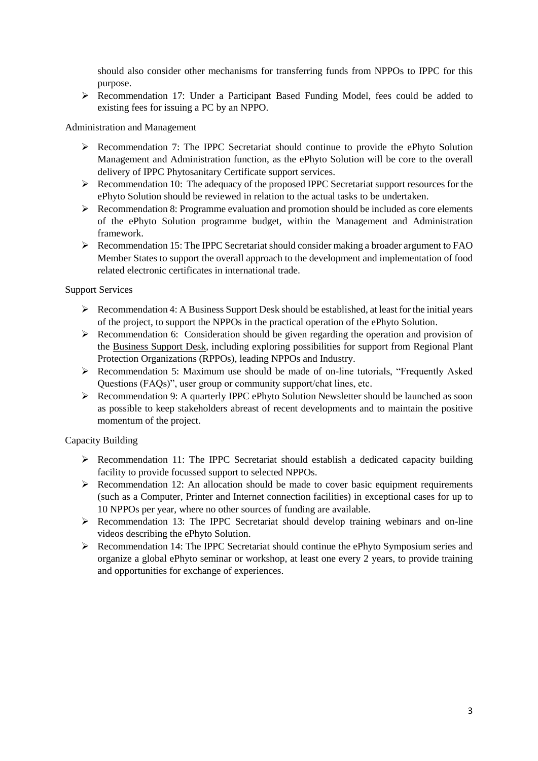should also consider other mechanisms for transferring funds from NPPOs to IPPC for this purpose.

- Recommendation 17: Under a Participant Based Funding Model, fees could be added to existing fees for issuing a PC by an NPPO.

Administration and Management

- Recommendation 7: The IPPC Secretariat should continue to provide the ePhyto Solution Management and Administration function, as the ePhyto Solution will be core to the overall delivery of IPPC Phytosanitary Certificate support services.
- Recommendation 10: The adequacy of the proposed IPPC Secretariat support resources for the ePhyto Solution should be reviewed in relation to the actual tasks to be undertaken.
- Recommendation 8: Programme evaluation and promotion should be included as core elements of the ePhyto Solution programme budget, within the Management and Administration framework.
- Recommendation 15: The IPPC Secretariat should consider making a broader argument to FAO Member States to support the overall approach to the development and implementation of food related electronic certificates in international trade.

Support Services

- Recommendation 4: A Business Support Desk should be established, at least for the initial years of the project, to support the NPPOs in the practical operation of the ePhyto Solution.
- Recommendation 6: Consideration should be given regarding the operation and provision of the Business Support Desk, including exploring possibilities for support from Regional Plant Protection Organizations (RPPOs), leading NPPOs and Industry.
- Recommendation 5: Maximum use should be made of on-line tutorials, "Frequently Asked Questions (FAQs)", user group or community support/chat lines, etc.
- Recommendation 9: A quarterly IPPC ePhyto Solution Newsletter should be launched as soon as possible to keep stakeholders abreast of recent developments and to maintain the positive momentum of the project.

Capacity Building

- Recommendation 11: The IPPC Secretariat should establish a dedicated capacity building facility to provide focussed support to selected NPPOs.
- Recommendation 12: An allocation should be made to cover basic equipment requirements (such as a Computer, Printer and Internet connection facilities) in exceptional cases for up to 10 NPPOs per year, where no other sources of funding are available.
- Recommendation 13: The IPPC Secretariat should develop training webinars and on-line videos describing the ePhyto Solution.
- Recommendation 14: The IPPC Secretariat should continue the ePhyto Symposium series and organize a global ePhyto seminar or workshop, at least one every 2 years, to provide training and opportunities for exchange of experiences.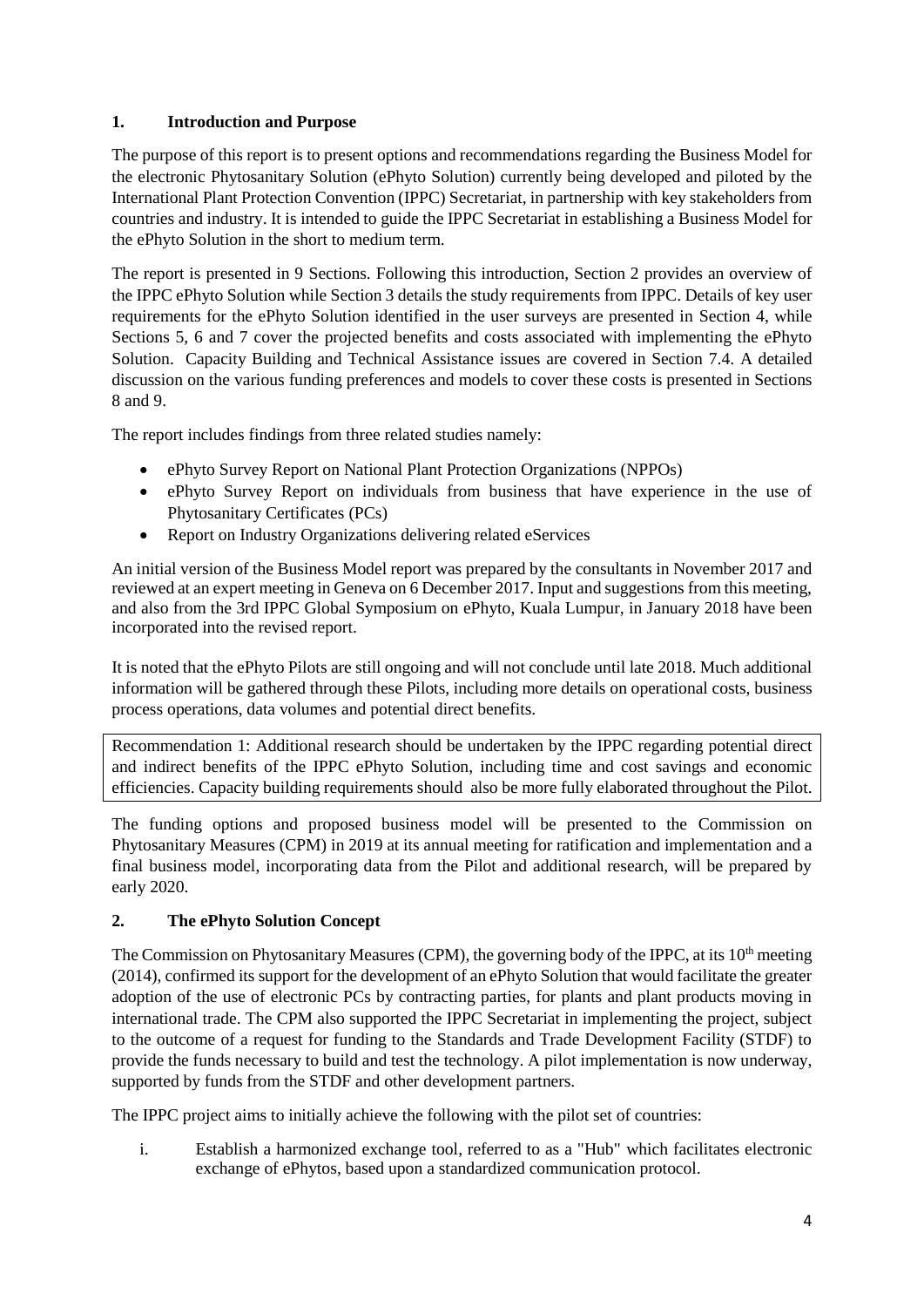## 1. Introduction and Purpose

The purpose of this report is to present options and recommendations regarding the Business Model for the electronic Phytosanitary Solution (ePhyto Solution) currently being developed and piloted by the International Plant Protection Convention (IPPC) Secretariat, in partnership with key stakeholders from countries and industry. It is intended to guide the IPPC Secretariat in establishing a Business Model for the ePhyto Solution in the short to medium term.

The report is presented in 9 Sections. Following this introduction, Section 2 provides an overview of the IPPC ePhyto Solution while Section 3 details the study requirements from IPPC. Details of key user requirements for the ePhyto Solution identified in the user surveys are presented in Section 4, while Sections 5, 6 and 7 cover the projected benefits and costs associated with implementing the ePhyto Solution. Capacity Building and Technical Assistance issues are covered in Section 7.4. A detailed discussion on the various funding preferences and models to cover these costs is presented in Sections 8 and 9.

The report includes findings from three related studies namely:

- ePhyto Survey Report on National Plant Protection Organizations (NPPOs)
- ePhyto Survey Report on individuals from business that have experience in the use of Phytosanitary Certificates (PCs)
- Report on Industry Organizations delivering related eServices

An initial version of the Business Model report was prepared by the consultants in November 2017 and reviewed at an expert meeting in Geneva on 6 December 2017. Input and suggestions from this meeting, and also from the 3rd IPPC Global Symposium on ePhyto, Kuala Lumpur, in January 2018 have been incorporated into the revised report.

It is noted that the ePhyto Pilots are still ongoing and will not conclude until late 2018. Much additional information will be gathered through these Pilots, including more details on operational costs, business process operations, data volumes and potential direct benefits.

> Recommendation 1: Additional research should be undertaken by the IPPC regarding potential direct and indirect benefits of the IPPC ePhyto Solution, including time and cost savings and economic efficiencies. Capacity building requirements should also be more fully elaborated throughout the Pilot.

The funding options and proposed business model will be presented to the Commission on Phytosanitary Measures (CPM) in 2019 at its annual meeting for ratification and implementation and a final business model, incorporating data from the Pilot and additional research, will be prepared by early 2020.

## 2. The ePhyto Solution Concept

The Commission on Phytosanitary Measures (CPM), the governing body of the IPPC, at its 10th meeting (2014), confirmed its support for the development of an ePhyto Solution that would facilitate the greater adoption of the use of electronic PCs by contracting parties, for plants and plant products moving in international trade. The CPM also supported the IPPC Secretariat in implementing the project, subject to the outcome of a request for funding to the Standards and Trade Development Facility (STDF) to provide the funds necessary to build and test the technology. A pilot implementation is now underway, supported by funds from the STDF and other development partners.

The IPPC project aims to initially achieve the following with the pilot set of countries:

i. Establish a harmonized exchange tool, referred to as a "Hub" which facilitates electronic exchange of ePhytos, based upon a standardized communication protocol.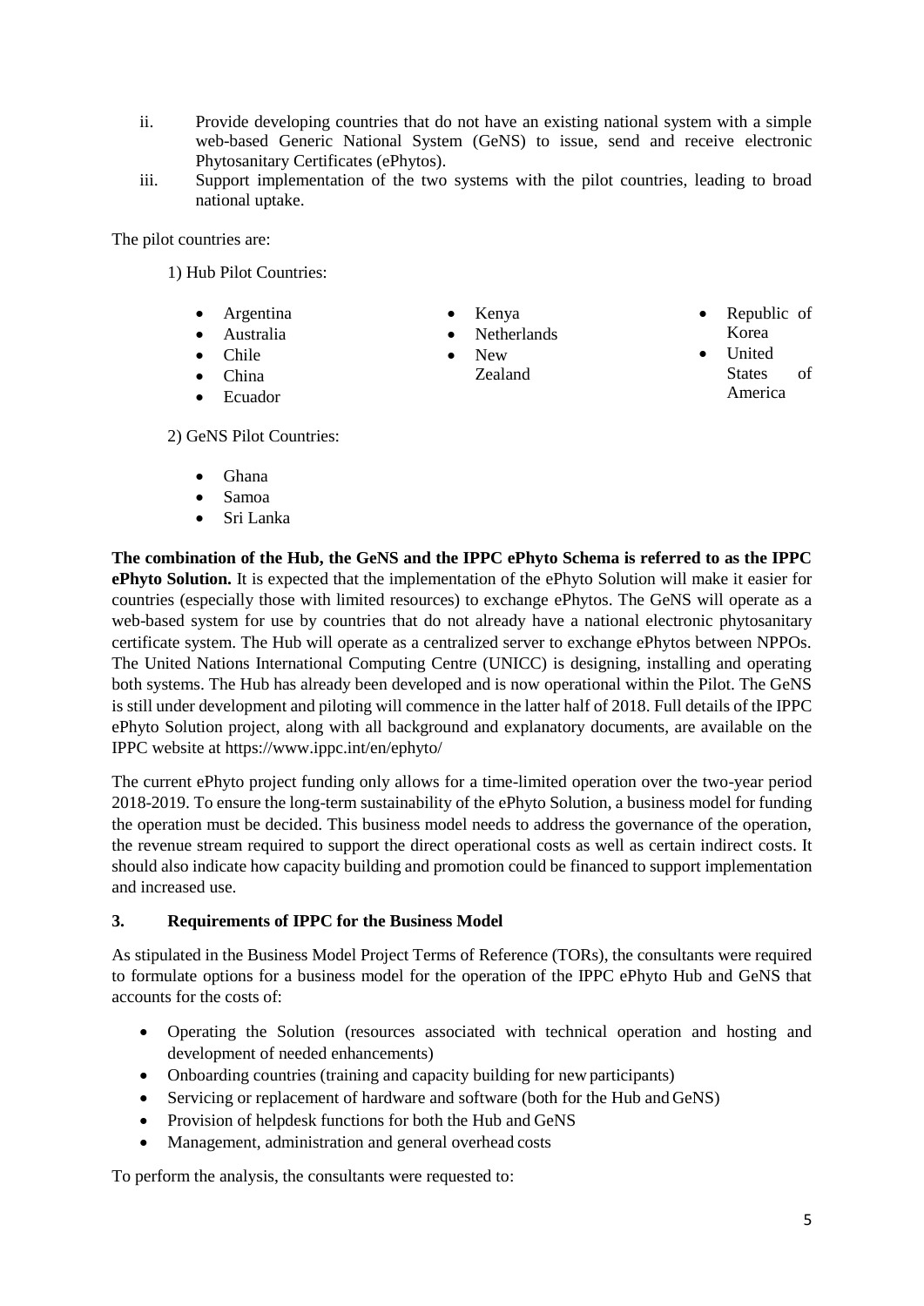ii. Provide developing countries that do not have an existing national system with a simple web-based Generic National System (GeNS) to issue, send and receive electronic Phytosanitary Certificates (ePhytos).

iii. Support implementation of the two systems with the pilot countries, leading to broad national uptake.

The pilot countries are:

1) Hub Pilot Countries:

- Argentina
- Australia
- Chile
- China
- Ecuador
- Kenya
- Netherlands
- New Zealand
- Republic of Korea
- United States of America

2) GeNS Pilot Countries:

- Ghana
- Samoa
- Sri Lanka

**The combination of the Hub, the GeNS and the IPPC ePhyto Schema is referred to as the IPPC ePhyto Solution.** It is expected that the implementation of the ePhyto Solution will make it easier for countries (especially those with limited resources) to exchange ePhytos. The GeNS will operate as a web-based system for use by countries that do not already have a national electronic phytosanitary certificate system. The Hub will operate as a centralized server to exchange ePhytos between NPPOs. The United Nations International Computing Centre (UNICC) is designing, installing and operating both systems. The Hub has already been developed and is now operational within the Pilot. The GeNS is still under development and piloting will commence in the latter half of 2018. Full details of the IPPC ePhyto Solution project, along with all background and explanatory documents, are available on the IPPC website at https://www.ippc.int/en/ephyto/

The current ePhyto project funding only allows for a time-limited operation over the two-year period 2018-2019. To ensure the long-term sustainability of the ePhyto Solution, a business model for funding the operation must be decided. This business model needs to address the governance of the operation, the revenue stream required to support the direct operational costs as well as certain indirect costs. It should also indicate how capacity building and promotion could be financed to support implementation and increased use.

## 3. Requirements of IPPC for the Business Model

As stipulated in the Business Model Project Terms of Reference (TORs), the consultants were required to formulate options for a business model for the operation of the IPPC ePhyto Hub and GeNS that accounts for the costs of:

- Operating the Solution (resources associated with technical operation and hosting and development of needed enhancements)
- Onboarding countries (training and capacity building for new participants)
- Servicing or replacement of hardware and software (both for the Hub and GeNS)
- Provision of helpdesk functions for both the Hub and GeNS
- Management, administration and general overhead costs

To perform the analysis, the consultants were requested to: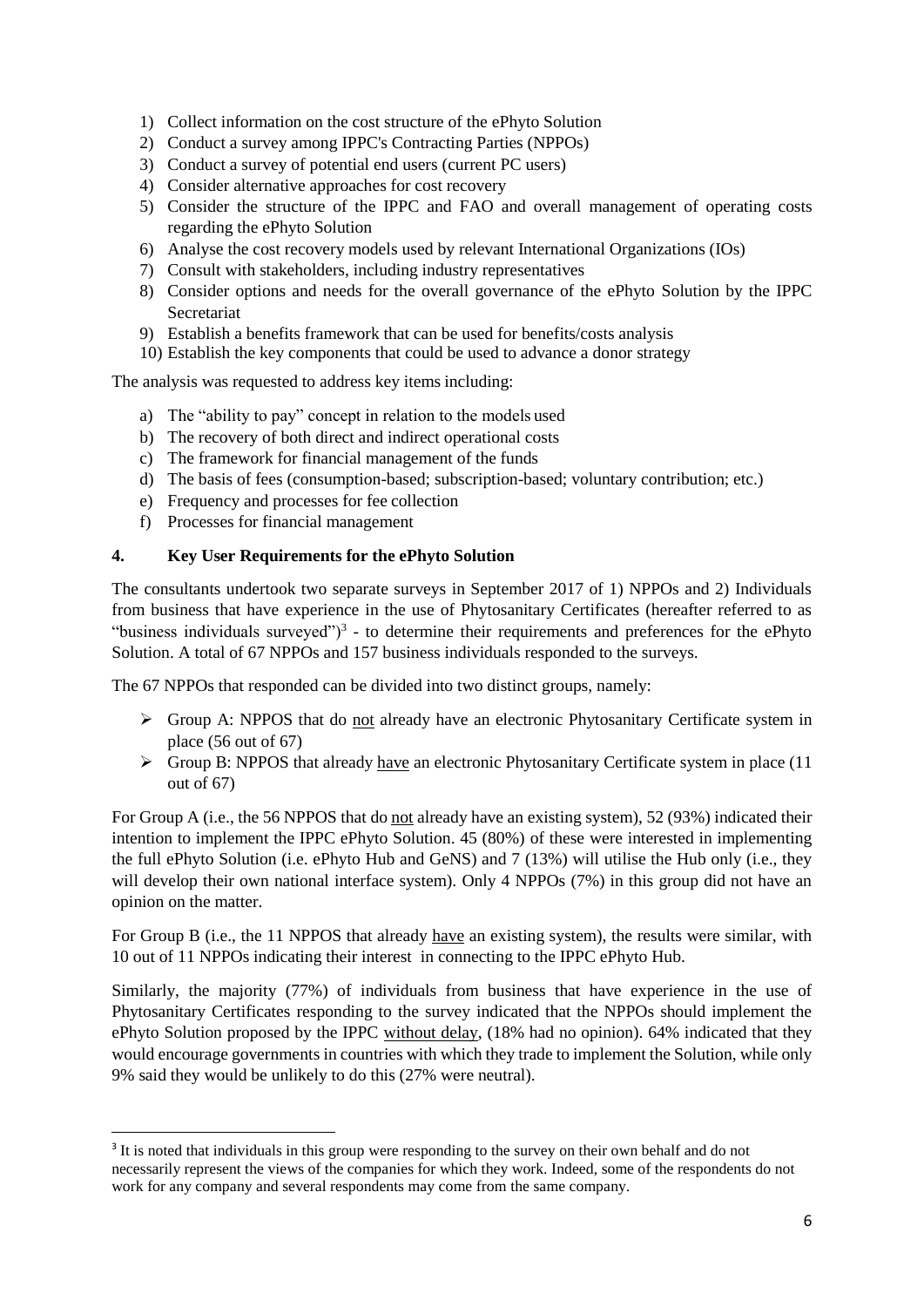1) Collect information on the cost structure of the ePhyto Solution
2) Conduct a survey among IPPC's Contracting Parties (NPPOs)
3) Conduct a survey of potential end users (current PC users)
4) Consider alternative approaches for cost recovery
5) Consider the structure of the IPPC and FAO and overall management of operating costs regarding the ePhyto Solution
6) Analyse the cost recovery models used by relevant International Organizations (IOs)
7) Consult with stakeholders, including industry representatives
8) Consider options and needs for the overall governance of the ePhyto Solution by the IPPC Secretariat
9) Establish a benefits framework that can be used for benefits/costs analysis
10) Establish the key components that could be used to advance a donor strategy

The analysis was requested to address key items including:

a) The "ability to pay" concept in relation to the models used
b) The recovery of both direct and indirect operational costs
c) The framework for financial management of the funds
d) The basis of fees (consumption-based; subscription-based; voluntary contribution; etc.)
e) Frequency and processes for fee collection
f) Processes for financial management

## 4. Key User Requirements for the ePhyto Solution

The consultants undertook two separate surveys in September 2017 of 1) NPPOs and 2) Individuals from business that have experience in the use of Phytosanitary Certificates (hereafter referred to as "business individuals surveyed")[3] - to determine their requirements and preferences for the ePhyto Solution. A total of 67 NPPOs and 157 business individuals responded to the surveys.

The 67 NPPOs that responded can be divided into two distinct groups, namely:

- Group A: NPPOS that do not already have an electronic Phytosanitary Certificate system in place (56 out of 67)
- Group B: NPPOS that already have an electronic Phytosanitary Certificate system in place (11 out of 67)

For Group A (i.e., the 56 NPPOS that do not already have an existing system), 52 (93%) indicated their intention to implement the IPPC ePhyto Solution. 45 (80%) of these were interested in implementing the full ePhyto Solution (i.e. ePhyto Hub and GeNS) and 7 (13%) will utilise the Hub only (i.e., they will develop their own national interface system). Only 4 NPPOs (7%) in this group did not have an opinion on the matter.

For Group B (i.e., the 11 NPPOS that already have an existing system), the results were similar, with 10 out of 11 NPPOs indicating their interest in connecting to the IPPC ePhyto Hub.

Similarly, the majority (77%) of individuals from business that have experience in the use of Phytosanitary Certificates responding to the survey indicated that the NPPOs should implement the ePhyto Solution proposed by the IPPC without delay, (18% had no opinion). 64% indicated that they would encourage governments in countries with which they trade to implement the Solution, while only 9% said they would be unlikely to do this (27% were neutral).

[3] It is noted that individuals in this group were responding to the survey on their own behalf and do not necessarily represent the views of the companies for which they work. Indeed, some of the respondents do not work for any company and several respondents may come from the same company.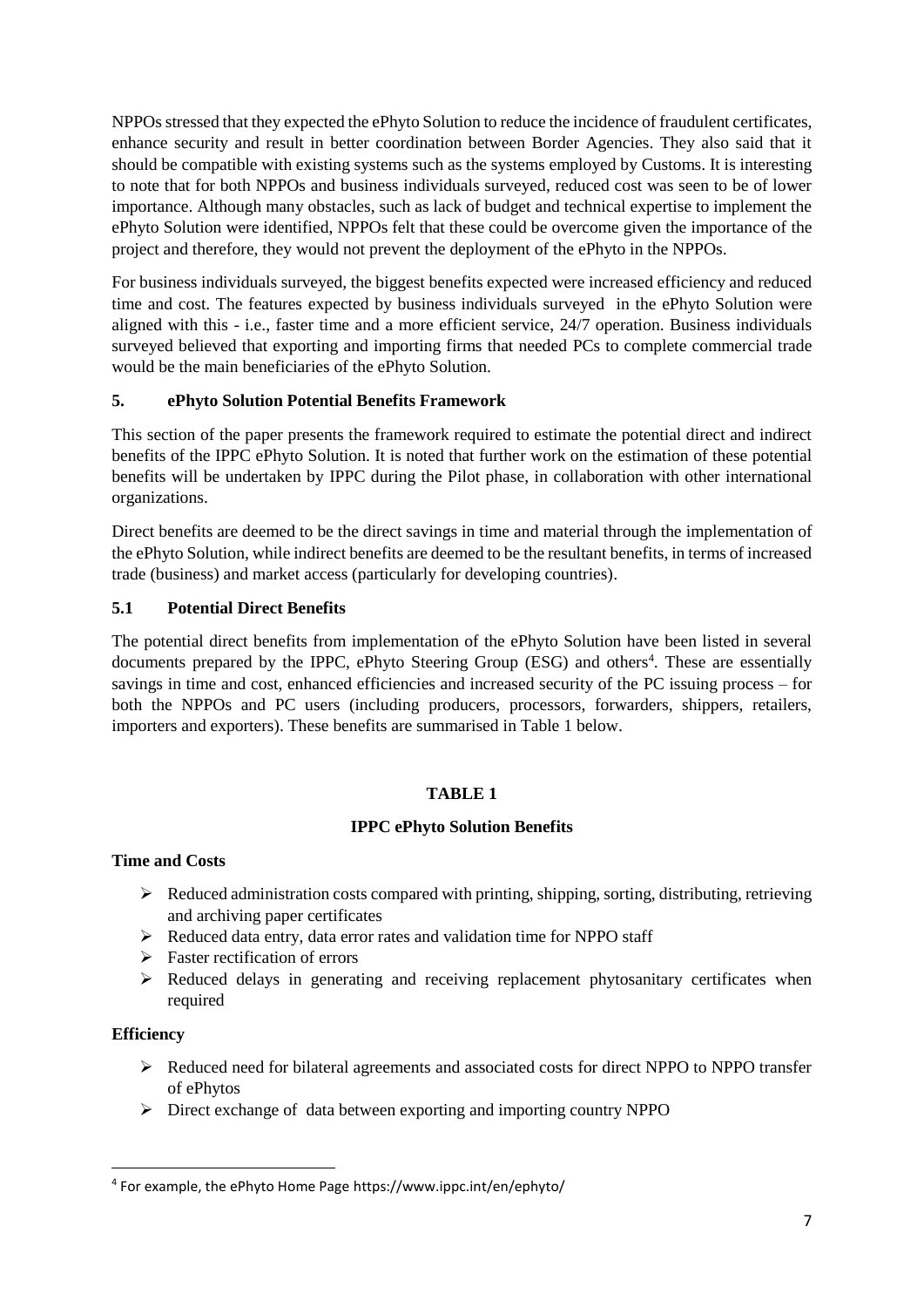NPPOs stressed that they expected the ePhyto Solution to reduce the incidence of fraudulent certificates, enhance security and result in better coordination between Border Agencies. They also said that it should be compatible with existing systems such as the systems employed by Customs. It is interesting to note that for both NPPOs and business individuals surveyed, reduced cost was seen to be of lower importance. Although many obstacles, such as lack of budget and technical expertise to implement the ePhyto Solution were identified, NPPOs felt that these could be overcome given the importance of the project and therefore, they would not prevent the deployment of the ePhyto in the NPPOs.

For business individuals surveyed, the biggest benefits expected were increased efficiency and reduced time and cost. The features expected by business individuals surveyed in the ePhyto Solution were aligned with this - i.e., faster time and a more efficient service, 24/7 operation. Business individuals surveyed believed that exporting and importing firms that needed PCs to complete commercial trade would be the main beneficiaries of the ePhyto Solution.

## 5. ePhyto Solution Potential Benefits Framework

This section of the paper presents the framework required to estimate the potential direct and indirect benefits of the IPPC ePhyto Solution. It is noted that further work on the estimation of these potential benefits will be undertaken by IPPC during the Pilot phase, in collaboration with other international organizations.

Direct benefits are deemed to be the direct savings in time and material through the implementation of the ePhyto Solution, while indirect benefits are deemed to be the resultant benefits, in terms of increased trade (business) and market access (particularly for developing countries).

### 5.1 Potential Direct Benefits

The potential direct benefits from implementation of the ePhyto Solution have been listed in several documents prepared by the IPPC, ePhyto Steering Group (ESG) and others[4]. These are essentially savings in time and cost, enhanced efficiencies and increased security of the PC issuing process – for both the NPPOs and PC users (including producers, processors, forwarders, shippers, retailers, importers and exporters). These benefits are summarised in Table 1 below.

**TABLE 1**

**IPPC ePhyto Solution Benefits**

**Time and Costs**

- Reduced administration costs compared with printing, shipping, sorting, distributing, retrieving and archiving paper certificates
- Reduced data entry, data error rates and validation time for NPPO staff
- Faster rectification of errors
- Reduced delays in generating and receiving replacement phytosanitary certificates when required

**Efficiency**

- Reduced need for bilateral agreements and associated costs for direct NPPO to NPPO transfer of ePhytos
- Direct exchange of data between exporting and importing country NPPO

---

[4] For example, the ePhyto Home Page https://www.ippc.int/en/ephyto/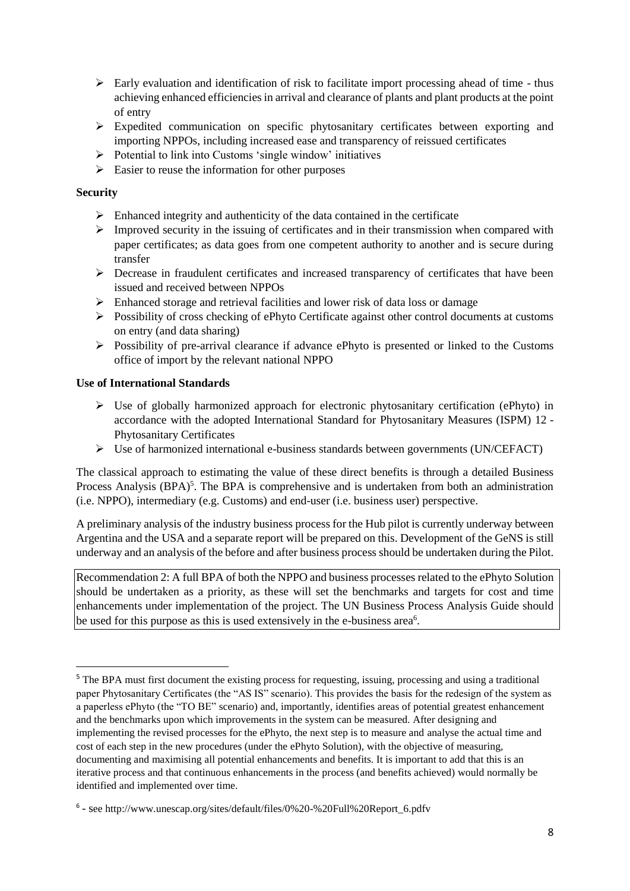- Early evaluation and identification of risk to facilitate import processing ahead of time - thus achieving enhanced efficiencies in arrival and clearance of plants and plant products at the point of entry
- Expedited communication on specific phytosanitary certificates between exporting and importing NPPOs, including increased ease and transparency of reissued certificates
- Potential to link into Customs 'single window' initiatives
- Easier to reuse the information for other purposes

**Security**

- Enhanced integrity and authenticity of the data contained in the certificate
- Improved security in the issuing of certificates and in their transmission when compared with paper certificates; as data goes from one competent authority to another and is secure during transfer
- Decrease in fraudulent certificates and increased transparency of certificates that have been issued and received between NPPOs
- Enhanced storage and retrieval facilities and lower risk of data loss or damage
- Possibility of cross checking of ePhyto Certificate against other control documents at customs on entry (and data sharing)
- Possibility of pre-arrival clearance if advance ePhyto is presented or linked to the Customs office of import by the relevant national NPPO

**Use of International Standards**

- Use of globally harmonized approach for electronic phytosanitary certification (ePhyto) in accordance with the adopted International Standard for Phytosanitary Measures (ISPM) 12 - Phytosanitary Certificates
- Use of harmonized international e-business standards between governments (UN/CEFACT)

The classical approach to estimating the value of these direct benefits is through a detailed Business Process Analysis (BPA)[5]. The BPA is comprehensive and is undertaken from both an administration (i.e. NPPO), intermediary (e.g. Customs) and end-user (i.e. business user) perspective.

A preliminary analysis of the industry business process for the Hub pilot is currently underway between Argentina and the USA and a separate report will be prepared on this. Development of the GeNS is still underway and an analysis of the before and after business process should be undertaken during the Pilot.

Recommendation 2: A full BPA of both the NPPO and business processes related to the ePhyto Solution should be undertaken as a priority, as these will set the benchmarks and targets for cost and time enhancements under implementation of the project. The UN Business Process Analysis Guide should be used for this purpose as this is used extensively in the e-business area[6].

[5] The BPA must first document the existing process for requesting, issuing, processing and using a traditional paper Phytosanitary Certificates (the "AS IS" scenario). This provides the basis for the redesign of the system as a paperless ePhyto (the "TO BE" scenario) and, importantly, identifies areas of potential greatest enhancement and the benchmarks upon which improvements in the system can be measured. After designing and implementing the revised processes for the ePhyto, the next step is to measure and analyse the actual time and cost of each step in the new procedures (under the ePhyto Solution), with the objective of measuring, documenting and maximising all potential enhancements and benefits. It is important to add that this is an iterative process and that continuous enhancements in the process (and benefits achieved) would normally be identified and implemented over time.

[6] - see http://www.unescap.org/sites/default/files/0%20-%20Full%20Report_6.pdfv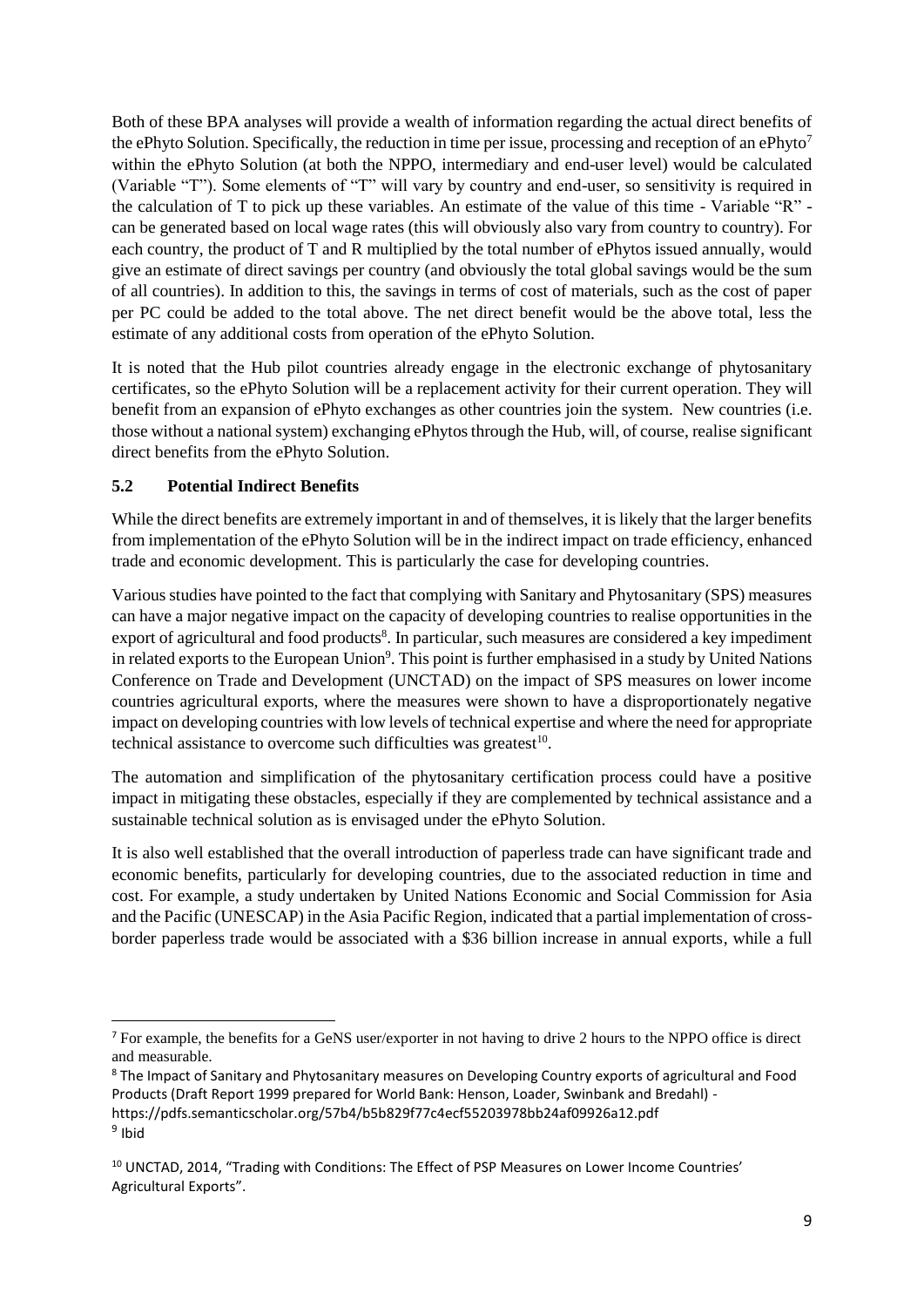Both of these BPA analyses will provide a wealth of information regarding the actual direct benefits of the ePhyto Solution. Specifically, the reduction in time per issue, processing and reception of an ePhyto[7] within the ePhyto Solution (at both the NPPO, intermediary and end-user level) would be calculated (Variable "T"). Some elements of "T" will vary by country and end-user, so sensitivity is required in the calculation of T to pick up these variables. An estimate of the value of this time - Variable "R" - can be generated based on local wage rates (this will obviously also vary from country to country). For each country, the product of T and R multiplied by the total number of ePhytos issued annually, would give an estimate of direct savings per country (and obviously the total global savings would be the sum of all countries). In addition to this, the savings in terms of cost of materials, such as the cost of paper per PC could be added to the total above. The net direct benefit would be the above total, less the estimate of any additional costs from operation of the ePhyto Solution.

It is noted that the Hub pilot countries already engage in the electronic exchange of phytosanitary certificates, so the ePhyto Solution will be a replacement activity for their current operation. They will benefit from an expansion of ePhyto exchanges as other countries join the system. New countries (i.e. those without a national system) exchanging ePhytos through the Hub, will, of course, realise significant direct benefits from the ePhyto Solution.

### 5.2 Potential Indirect Benefits

While the direct benefits are extremely important in and of themselves, it is likely that the larger benefits from implementation of the ePhyto Solution will be in the indirect impact on trade efficiency, enhanced trade and economic development. This is particularly the case for developing countries.

Various studies have pointed to the fact that complying with Sanitary and Phytosanitary (SPS) measures can have a major negative impact on the capacity of developing countries to realise opportunities in the export of agricultural and food products[8]. In particular, such measures are considered a key impediment in related exports to the European Union[9]. This point is further emphasised in a study by United Nations Conference on Trade and Development (UNCTAD) on the impact of SPS measures on lower income countries agricultural exports, where the measures were shown to have a disproportionately negative impact on developing countries with low levels of technical expertise and where the need for appropriate technical assistance to overcome such difficulties was greatest[10].

The automation and simplification of the phytosanitary certification process could have a positive impact in mitigating these obstacles, especially if they are complemented by technical assistance and a sustainable technical solution as is envisaged under the ePhyto Solution.

It is also well established that the overall introduction of paperless trade can have significant trade and economic benefits, particularly for developing countries, due to the associated reduction in time and cost. For example, a study undertaken by United Nations Economic and Social Commission for Asia and the Pacific (UNESCAP) in the Asia Pacific Region, indicated that a partial implementation of cross-border paperless trade would be associated with a $36 billion increase in annual exports, while a full

---

[7] For example, the benefits for a GeNS user/exporter in not having to drive 2 hours to the NPPO office is direct and measurable.

[8] The Impact of Sanitary and Phytosanitary measures on Developing Country exports of agricultural and Food Products (Draft Report 1999 prepared for World Bank: Henson, Loader, Swinbank and Bredahl) - https://pdfs.semanticscholar.org/57b4/b5b829f77c4ecf55203978bb24af09926a12.pdf

[9] Ibid

[10] UNCTAD, 2014, "Trading with Conditions: The Effect of PSP Measures on Lower Income Countries' Agricultural Exports".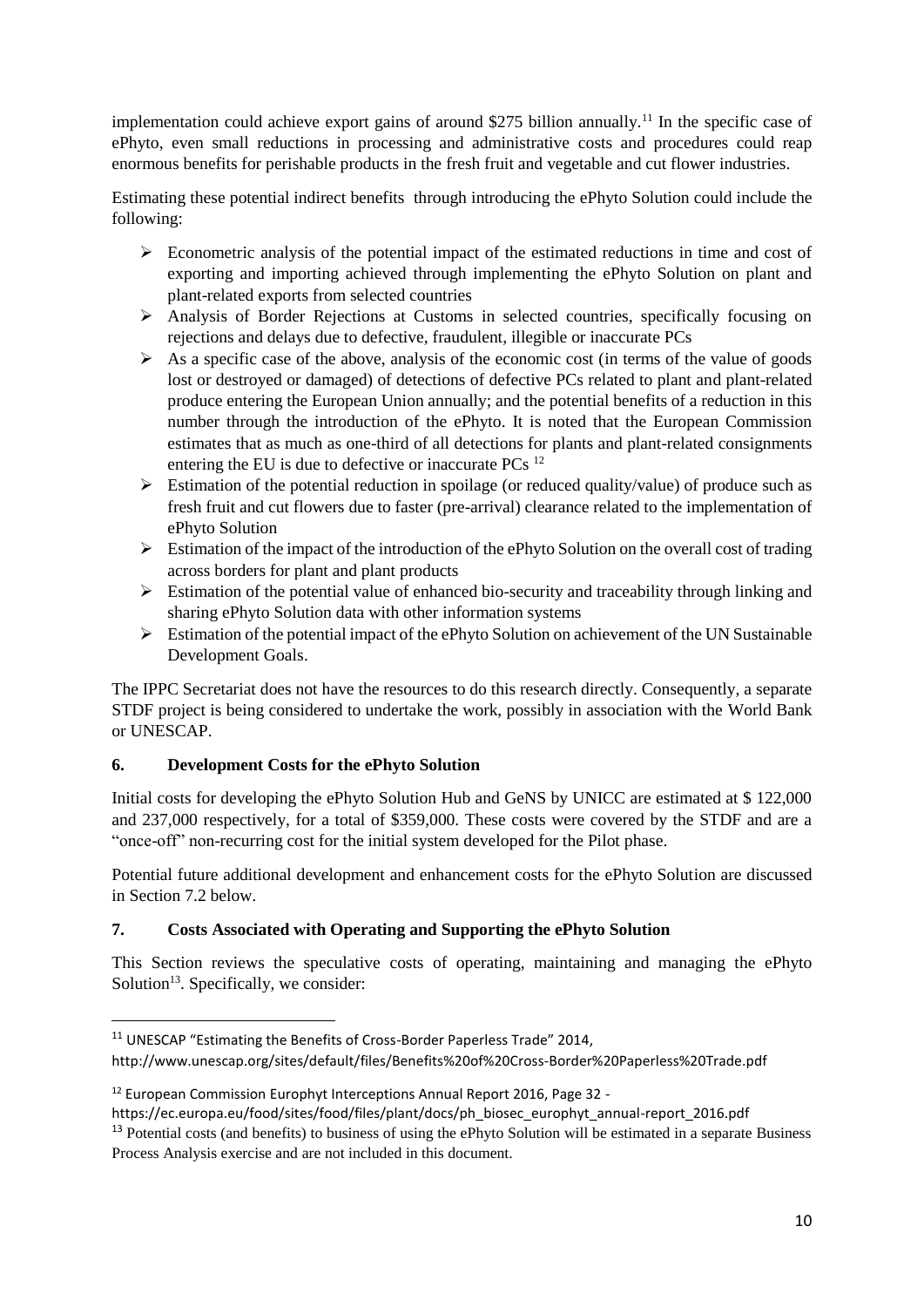implementation could achieve export gains of around $275 billion annually.[11] In the specific case of ePhyto, even small reductions in processing and administrative costs and procedures could reap enormous benefits for perishable products in the fresh fruit and vegetable and cut flower industries.

Estimating these potential indirect benefits through introducing the ePhyto Solution could include the following:

- Econometric analysis of the potential impact of the estimated reductions in time and cost of exporting and importing achieved through implementing the ePhyto Solution on plant and plant-related exports from selected countries
- Analysis of Border Rejections at Customs in selected countries, specifically focusing on rejections and delays due to defective, fraudulent, illegible or inaccurate PCs
- As a specific case of the above, analysis of the economic cost (in terms of the value of goods lost or destroyed or damaged) of detections of defective PCs related to plant and plant-related produce entering the European Union annually; and the potential benefits of a reduction in this number through the introduction of the ePhyto. It is noted that the European Commission estimates that as much as one-third of all detections for plants and plant-related consignments entering the EU is due to defective or inaccurate PCs [12]
- Estimation of the potential reduction in spoilage (or reduced quality/value) of produce such as fresh fruit and cut flowers due to faster (pre-arrival) clearance related to the implementation of ePhyto Solution
- Estimation of the impact of the introduction of the ePhyto Solution on the overall cost of trading across borders for plant and plant products
- Estimation of the potential value of enhanced bio-security and traceability through linking and sharing ePhyto Solution data with other information systems
- Estimation of the potential impact of the ePhyto Solution on achievement of the UN Sustainable Development Goals.

The IPPC Secretariat does not have the resources to do this research directly. Consequently, a separate STDF project is being considered to undertake the work, possibly in association with the World Bank or UNESCAP.

## 6. Development Costs for the ePhyto Solution

Initial costs for developing the ePhyto Solution Hub and GeNS by UNICC are estimated at $ 122,000 and 237,000 respectively, for a total of $359,000. These costs were covered by the STDF and are a "once-off" non-recurring cost for the initial system developed for the Pilot phase.

Potential future additional development and enhancement costs for the ePhyto Solution are discussed in Section 7.2 below.

## 7. Costs Associated with Operating and Supporting the ePhyto Solution

This Section reviews the speculative costs of operating, maintaining and managing the ePhyto Solution[13]. Specifically, we consider:

---

[11] UNESCAP "Estimating the Benefits of Cross-Border Paperless Trade" 2014, http://www.unescap.org/sites/default/files/Benefits%20of%20Cross-Border%20Paperless%20Trade.pdf

[12] European Commission Europhyt Interceptions Annual Report 2016, Page 32 - https://ec.europa.eu/food/sites/food/files/plant/docs/ph_biosec_europhyt_annual-report_2016.pdf

[13] Potential costs (and benefits) to business of using the ePhyto Solution will be estimated in a separate Business Process Analysis exercise and are not included in this document.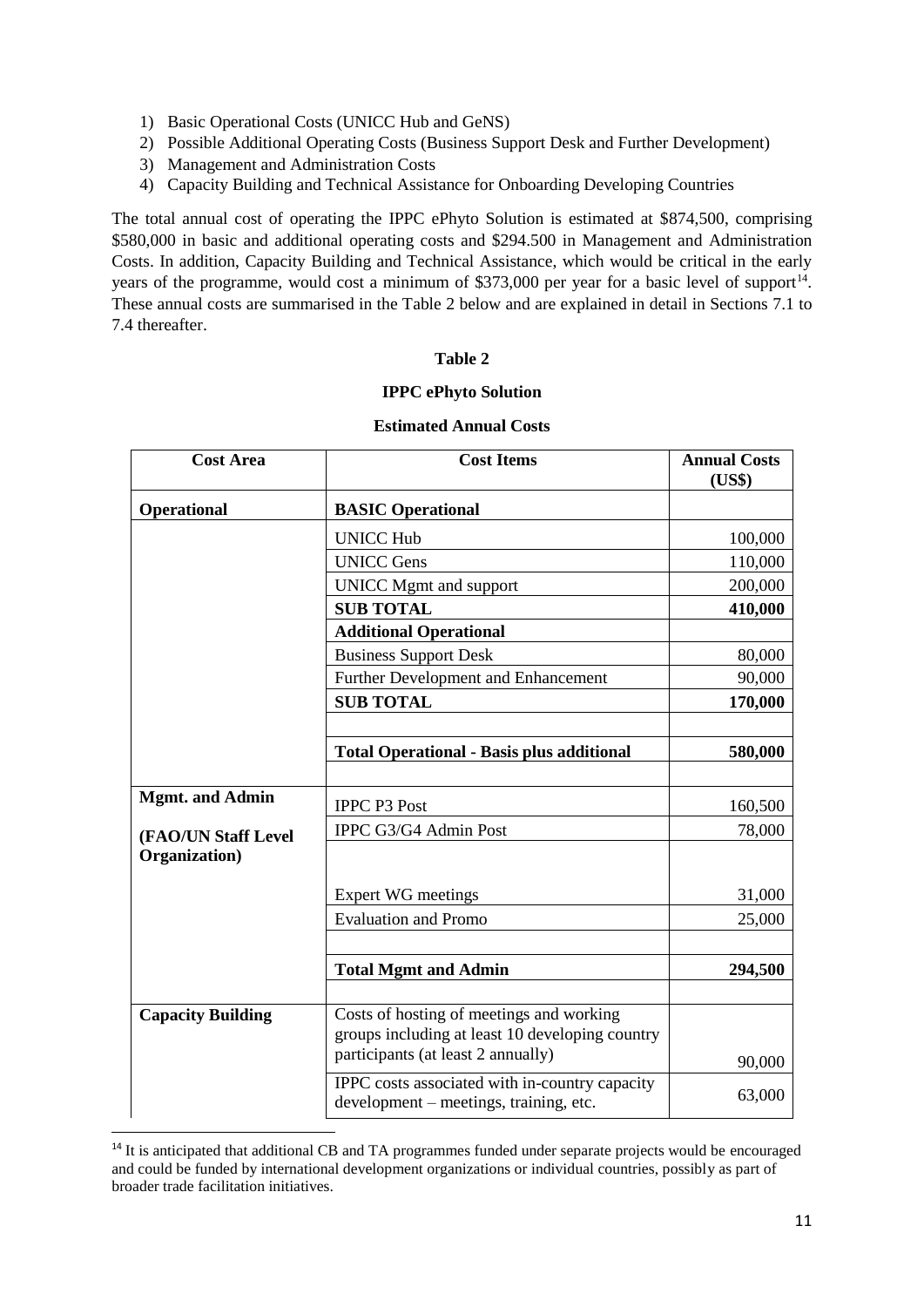1) Basic Operational Costs (UNICC Hub and GeNS)
2) Possible Additional Operating Costs (Business Support Desk and Further Development)
3) Management and Administration Costs
4) Capacity Building and Technical Assistance for Onboarding Developing Countries

The total annual cost of operating the IPPC ePhyto Solution is estimated at $874,500, comprising $580,000 in basic and additional operating costs and $294.500 in Management and Administration Costs. In addition, Capacity Building and Technical Assistance, which would be critical in the early years of the programme, would cost a minimum of $373,000 per year for a basic level of support[14]. These annual costs are summarised in the Table 2 below and are explained in detail in Sections 7.1 to 7.4 thereafter.

**Table 2**

**IPPC ePhyto Solution**

**Estimated Annual Costs**

| Cost Area | Cost Items | Annual Costs (US$) |
|---|---|---|
| **Operational** | **BASIC Operational** | |
| | UNICC Hub | 100,000 |
| | UNICC Gens | 110,000 |
| | UNICC Mgmt and support | 200,000 |
| | **SUB TOTAL** | **410,000** |
| | **Additional Operational** | |
| | Business Support Desk | 80,000 |
| | Further Development and Enhancement | 90,000 |
| | **SUB TOTAL** | **170,000** |
| | | |
| | **Total Operational - Basis plus additional** | **580,000** |
| | | |
| **Mgmt. and Admin** | IPPC P3 Post | 160,500 |
| **(FAO/UN Staff Level Organization)** | IPPC G3/G4 Admin Post | 78,000 |
| | | |
| | Expert WG meetings | 31,000 |
| | Evaluation and Promo | 25,000 |
| | | |
| | **Total Mgmt and Admin** | **294,500** |
| | | |
| **Capacity Building** | Costs of hosting of meetings and working groups including at least 10 developing country participants (at least 2 annually) | 90,000 |
| | IPPC costs associated with in-country capacity development – meetings, training, etc. | 63,000 |

[14] It is anticipated that additional CB and TA programmes funded under separate projects would be encouraged and could be funded by international development organizations or individual countries, possibly as part of broader trade facilitation initiatives.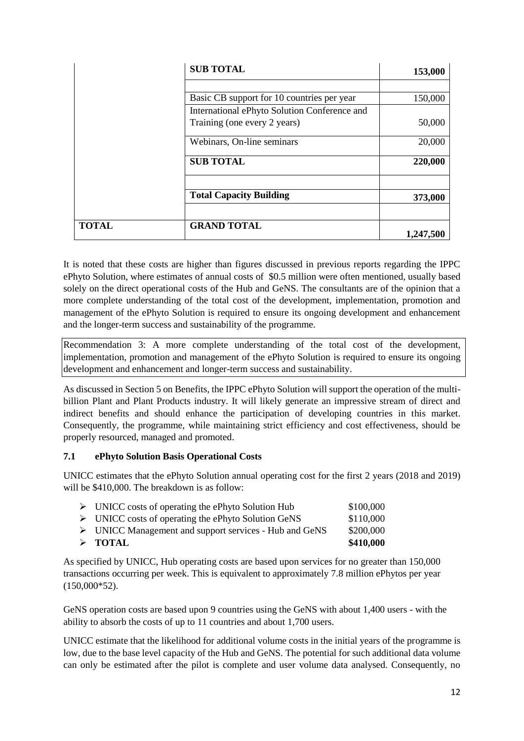| | | |
|---|---|---|
| | **SUB TOTAL** | **153,000** |
| | | |
| | Basic CB support for 10 countries per year | 150,000 |
| | International ePhyto Solution Conference and Training (one every 2 years) | 50,000 |
| | Webinars, On-line seminars | 20,000 |
| | **SUB TOTAL** | **220,000** |
| | | |
| | **Total Capacity Building** | **373,000** |
| | | |
| **TOTAL** | **GRAND TOTAL** | **1,247,500** |

It is noted that these costs are higher than figures discussed in previous reports regarding the IPPC ePhyto Solution, where estimates of annual costs of $0.5 million were often mentioned, usually based solely on the direct operational costs of the Hub and GeNS. The consultants are of the opinion that a more complete understanding of the total cost of the development, implementation, promotion and management of the ePhyto Solution is required to ensure its ongoing development and enhancement and the longer-term success and sustainability of the programme.

Recommendation 3: A more complete understanding of the total cost of the development, implementation, promotion and management of the ePhyto Solution is required to ensure its ongoing development and enhancement and longer-term success and sustainability.

As discussed in Section 5 on Benefits, the IPPC ePhyto Solution will support the operation of the multi-billion Plant and Plant Products industry. It will likely generate an impressive stream of direct and indirect benefits and should enhance the participation of developing countries in this market. Consequently, the programme, while maintaining strict efficiency and cost effectiveness, should be properly resourced, managed and promoted.

### 7.1 ePhyto Solution Basis Operational Costs

UNICC estimates that the ePhyto Solution annual operating cost for the first 2 years (2018 and 2019) will be $410,000. The breakdown is as follow:

- UNICC costs of operating the ePhyto Solution Hub — $100,000
- UNICC costs of operating the ePhyto Solution GeNS — $110,000
- UNICC Management and support services - Hub and GeNS — $200,000
- **TOTAL** — **$410,000**

As specified by UNICC, Hub operating costs are based upon services for no greater than 150,000 transactions occurring per week. This is equivalent to approximately 7.8 million ePhytos per year (150,000*52).

GeNS operation costs are based upon 9 countries using the GeNS with about 1,400 users - with the ability to absorb the costs of up to 11 countries and about 1,700 users.

UNICC estimate that the likelihood for additional volume costs in the initial years of the programme is low, due to the base level capacity of the Hub and GeNS. The potential for such additional data volume can only be estimated after the pilot is complete and user volume data analysed. Consequently, no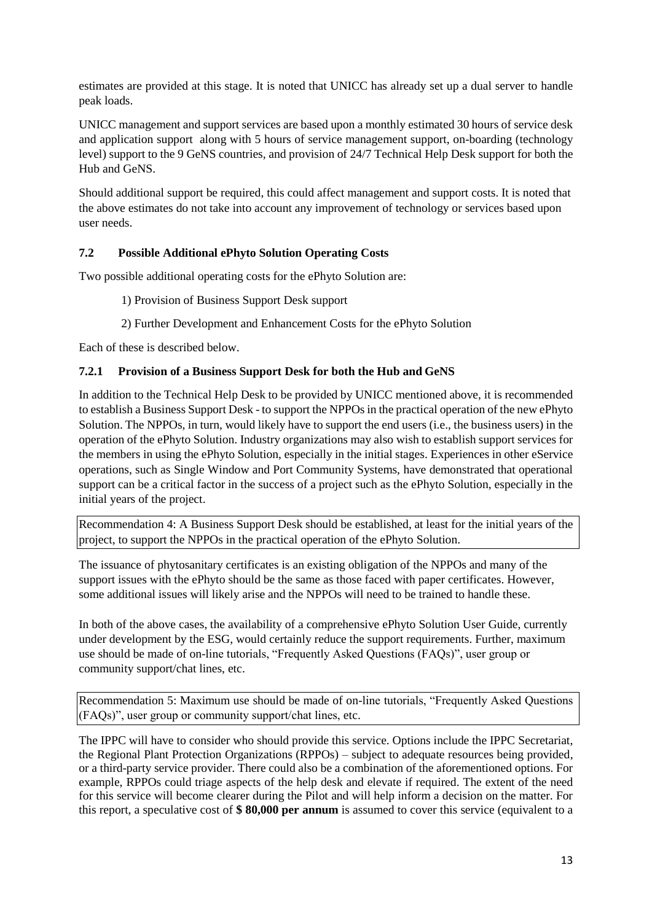estimates are provided at this stage. It is noted that UNICC has already set up a dual server to handle peak loads.

UNICC management and support services are based upon a monthly estimated 30 hours of service desk and application support along with 5 hours of service management support, on-boarding (technology level) support to the 9 GeNS countries, and provision of 24/7 Technical Help Desk support for both the Hub and GeNS.

Should additional support be required, this could affect management and support costs. It is noted that the above estimates do not take into account any improvement of technology or services based upon user needs.

### 7.2 Possible Additional ePhyto Solution Operating Costs

Two possible additional operating costs for the ePhyto Solution are:

1) Provision of Business Support Desk support

2) Further Development and Enhancement Costs for the ePhyto Solution

Each of these is described below.

#### 7.2.1 Provision of a Business Support Desk for both the Hub and GeNS

In addition to the Technical Help Desk to be provided by UNICC mentioned above, it is recommended to establish a Business Support Desk - to support the NPPOs in the practical operation of the new ePhyto Solution. The NPPOs, in turn, would likely have to support the end users (i.e., the business users) in the operation of the ePhyto Solution. Industry organizations may also wish to establish support services for the members in using the ePhyto Solution, especially in the initial stages. Experiences in other eService operations, such as Single Window and Port Community Systems, have demonstrated that operational support can be a critical factor in the success of a project such as the ePhyto Solution, especially in the initial years of the project.

> Recommendation 4: A Business Support Desk should be established, at least for the initial years of the project, to support the NPPOs in the practical operation of the ePhyto Solution.

The issuance of phytosanitary certificates is an existing obligation of the NPPOs and many of the support issues with the ePhyto should be the same as those faced with paper certificates. However, some additional issues will likely arise and the NPPOs will need to be trained to handle these.

In both of the above cases, the availability of a comprehensive ePhyto Solution User Guide, currently under development by the ESG, would certainly reduce the support requirements. Further, maximum use should be made of on-line tutorials, "Frequently Asked Questions (FAQs)", user group or community support/chat lines, etc.

> Recommendation 5: Maximum use should be made of on-line tutorials, "Frequently Asked Questions (FAQs)", user group or community support/chat lines, etc.

The IPPC will have to consider who should provide this service. Options include the IPPC Secretariat, the Regional Plant Protection Organizations (RPPOs) – subject to adequate resources being provided, or a third-party service provider. There could also be a combination of the aforementioned options. For example, RPPOs could triage aspects of the help desk and elevate if required. The extent of the need for this service will become clearer during the Pilot and will help inform a decision on the matter. For this report, a speculative cost of **$ 80,000 per annum** is assumed to cover this service (equivalent to a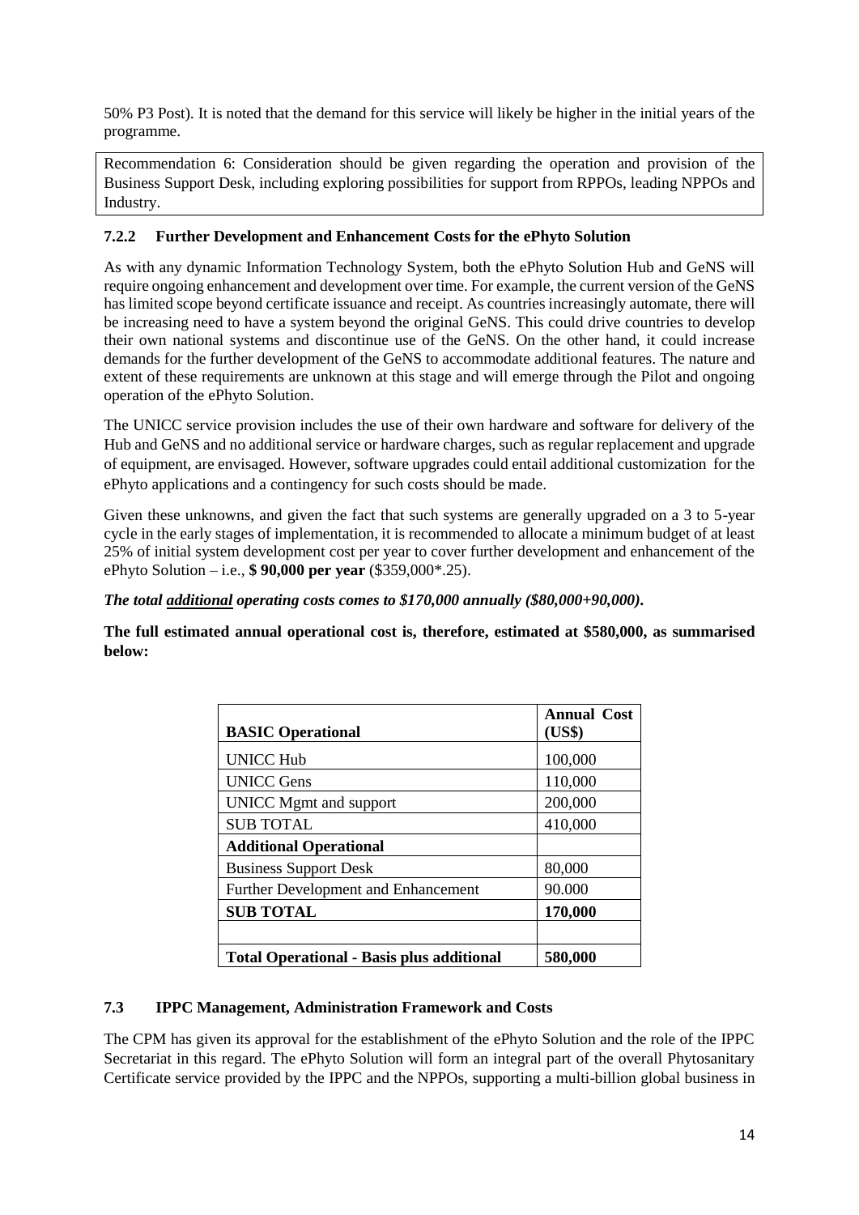50% P3 Post). It is noted that the demand for this service will likely be higher in the initial years of the programme.

Recommendation 6: Consideration should be given regarding the operation and provision of the Business Support Desk, including exploring possibilities for support from RPPOs, leading NPPOs and Industry.

### 7.2.2 Further Development and Enhancement Costs for the ePhyto Solution

As with any dynamic Information Technology System, both the ePhyto Solution Hub and GeNS will require ongoing enhancement and development over time. For example, the current version of the GeNS has limited scope beyond certificate issuance and receipt. As countries increasingly automate, there will be increasing need to have a system beyond the original GeNS. This could drive countries to develop their own national systems and discontinue use of the GeNS. On the other hand, it could increase demands for the further development of the GeNS to accommodate additional features. The nature and extent of these requirements are unknown at this stage and will emerge through the Pilot and ongoing operation of the ePhyto Solution.

The UNICC service provision includes the use of their own hardware and software for delivery of the Hub and GeNS and no additional service or hardware charges, such as regular replacement and upgrade of equipment, are envisaged. However, software upgrades could entail additional customization for the ePhyto applications and a contingency for such costs should be made.

Given these unknowns, and given the fact that such systems are generally upgraded on a 3 to 5-year cycle in the early stages of implementation, it is recommended to allocate a minimum budget of at least 25% of initial system development cost per year to cover further development and enhancement of the ePhyto Solution – i.e., **$ 90,000 per year** ($359,000*.25).

***The total <u>additional</u> operating costs comes to $170,000 annually ($80,000+90,000).***

**The full estimated annual operational cost is, therefore, estimated at $580,000, as summarised below:**

| **BASIC Operational** | **Annual Cost (US$)** |
|---|---|
| UNICC Hub | 100,000 |
| UNICC Gens | 110,000 |
| UNICC Mgmt and support | 200,000 |
| SUB TOTAL | 410,000 |
| **Additional Operational** | |
| Business Support Desk | 80,000 |
| Further Development and Enhancement | 90.000 |
| **SUB TOTAL** | **170,000** |
| | |
| **Total Operational - Basis plus additional** | **580,000** |

### 7.3 IPPC Management, Administration Framework and Costs

The CPM has given its approval for the establishment of the ePhyto Solution and the role of the IPPC Secretariat in this regard. The ePhyto Solution will form an integral part of the overall Phytosanitary Certificate service provided by the IPPC and the NPPOs, supporting a multi-billion global business in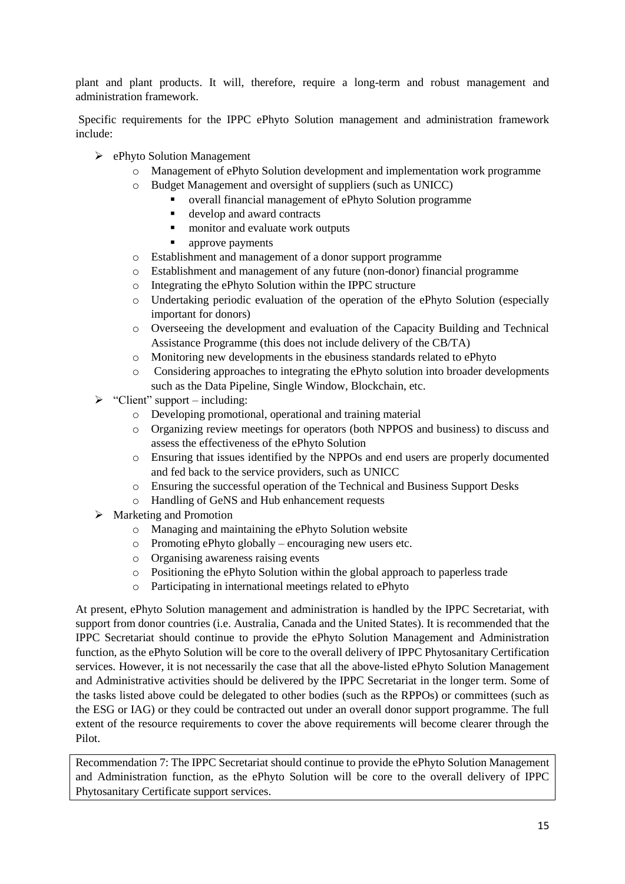plant and plant products. It will, therefore, require a long-term and robust management and administration framework.

Specific requirements for the IPPC ePhyto Solution management and administration framework include:

- ePhyto Solution Management
  - Management of ePhyto Solution development and implementation work programme
  - Budget Management and oversight of suppliers (such as UNICC)
    - overall financial management of ePhyto Solution programme
    - develop and award contracts
    - monitor and evaluate work outputs
    - approve payments
  - Establishment and management of a donor support programme
  - Establishment and management of any future (non-donor) financial programme
  - Integrating the ePhyto Solution within the IPPC structure
  - Undertaking periodic evaluation of the operation of the ePhyto Solution (especially important for donors)
  - Overseeing the development and evaluation of the Capacity Building and Technical Assistance Programme (this does not include delivery of the CB/TA)
  - Monitoring new developments in the ebusiness standards related to ePhyto
  - Considering approaches to integrating the ePhyto solution into broader developments such as the Data Pipeline, Single Window, Blockchain, etc.
- "Client" support – including:
  - Developing promotional, operational and training material
  - Organizing review meetings for operators (both NPPOS and business) to discuss and assess the effectiveness of the ePhyto Solution
  - Ensuring that issues identified by the NPPOs and end users are properly documented and fed back to the service providers, such as UNICC
  - Ensuring the successful operation of the Technical and Business Support Desks
  - Handling of GeNS and Hub enhancement requests
- Marketing and Promotion
  - Managing and maintaining the ePhyto Solution website
  - Promoting ePhyto globally – encouraging new users etc.
  - Organising awareness raising events
  - Positioning the ePhyto Solution within the global approach to paperless trade
  - Participating in international meetings related to ePhyto

At present, ePhyto Solution management and administration is handled by the IPPC Secretariat, with support from donor countries (i.e. Australia, Canada and the United States). It is recommended that the IPPC Secretariat should continue to provide the ePhyto Solution Management and Administration function, as the ePhyto Solution will be core to the overall delivery of IPPC Phytosanitary Certification services. However, it is not necessarily the case that all the above-listed ePhyto Solution Management and Administrative activities should be delivered by the IPPC Secretariat in the longer term. Some of the tasks listed above could be delegated to other bodies (such as the RPPOs) or committees (such as the ESG or IAG) or they could be contracted out under an overall donor support programme. The full extent of the resource requirements to cover the above requirements will become clearer through the Pilot.

| Recommendation 7: The IPPC Secretariat should continue to provide the ePhyto Solution Management and Administration function, as the ePhyto Solution will be core to the overall delivery of IPPC Phytosanitary Certificate support services. |
|---|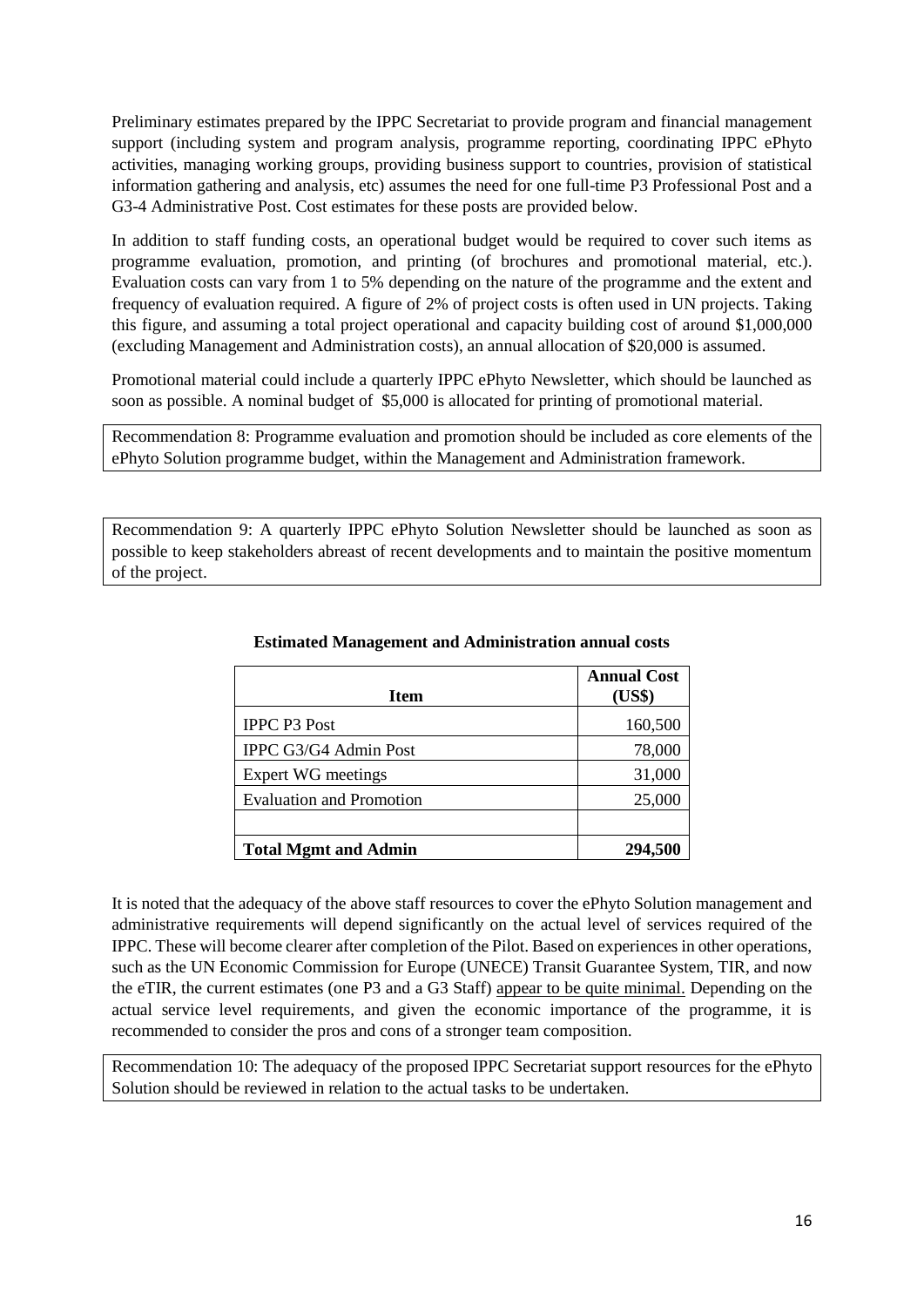Preliminary estimates prepared by the IPPC Secretariat to provide program and financial management support (including system and program analysis, programme reporting, coordinating IPPC ePhyto activities, managing working groups, providing business support to countries, provision of statistical information gathering and analysis, etc) assumes the need for one full-time P3 Professional Post and a G3-4 Administrative Post. Cost estimates for these posts are provided below.

In addition to staff funding costs, an operational budget would be required to cover such items as programme evaluation, promotion, and printing (of brochures and promotional material, etc.). Evaluation costs can vary from 1 to 5% depending on the nature of the programme and the extent and frequency of evaluation required. A figure of 2% of project costs is often used in UN projects. Taking this figure, and assuming a total project operational and capacity building cost of around $1,000,000 (excluding Management and Administration costs), an annual allocation of $20,000 is assumed.

Promotional material could include a quarterly IPPC ePhyto Newsletter, which should be launched as soon as possible. A nominal budget of $5,000 is allocated for printing of promotional material.

> Recommendation 8: Programme evaluation and promotion should be included as core elements of the ePhyto Solution programme budget, within the Management and Administration framework.

> Recommendation 9: A quarterly IPPC ePhyto Solution Newsletter should be launched as soon as possible to keep stakeholders abreast of recent developments and to maintain the positive momentum of the project.

**Estimated Management and Administration annual costs**

| Item | Annual Cost (US$) |
|---|---:|
| IPPC P3 Post | 160,500 |
| IPPC G3/G4 Admin Post | 78,000 |
| Expert WG meetings | 31,000 |
| Evaluation and Promotion | 25,000 |
| | |
| **Total Mgmt and Admin** | **294,500** |

It is noted that the adequacy of the above staff resources to cover the ePhyto Solution management and administrative requirements will depend significantly on the actual level of services required of the IPPC. These will become clearer after completion of the Pilot. Based on experiences in other operations, such as the UN Economic Commission for Europe (UNECE) Transit Guarantee System, TIR, and now the eTIR, the current estimates (one P3 and a G3 Staff) appear to be quite minimal. Depending on the actual service level requirements, and given the economic importance of the programme, it is recommended to consider the pros and cons of a stronger team composition.

> Recommendation 10: The adequacy of the proposed IPPC Secretariat support resources for the ePhyto Solution should be reviewed in relation to the actual tasks to be undertaken.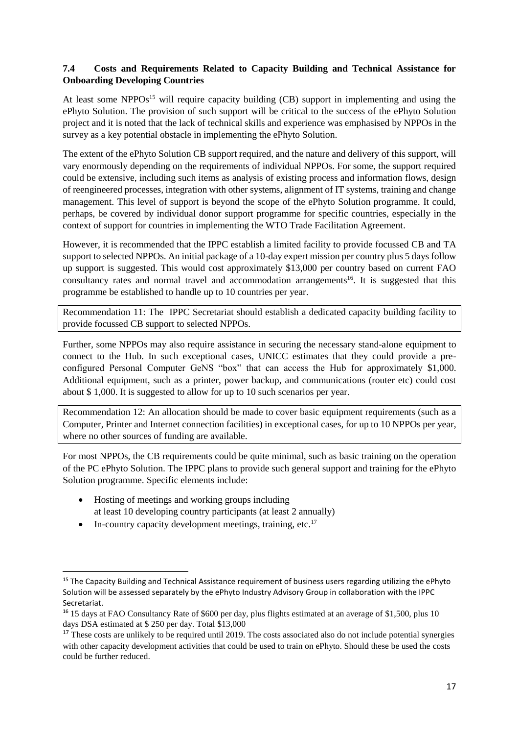### 7.4 Costs and Requirements Related to Capacity Building and Technical Assistance for Onboarding Developing Countries

At least some NPPOs[15] will require capacity building (CB) support in implementing and using the ePhyto Solution. The provision of such support will be critical to the success of the ePhyto Solution project and it is noted that the lack of technical skills and experience was emphasised by NPPOs in the survey as a key potential obstacle in implementing the ePhyto Solution.

The extent of the ePhyto Solution CB support required, and the nature and delivery of this support, will vary enormously depending on the requirements of individual NPPOs. For some, the support required could be extensive, including such items as analysis of existing process and information flows, design of reengineered processes, integration with other systems, alignment of IT systems, training and change management. This level of support is beyond the scope of the ePhyto Solution programme. It could, perhaps, be covered by individual donor support programme for specific countries, especially in the context of support for countries in implementing the WTO Trade Facilitation Agreement.

However, it is recommended that the IPPC establish a limited facility to provide focussed CB and TA support to selected NPPOs. An initial package of a 10-day expert mission per country plus 5 days follow up support is suggested. This would cost approximately $13,000 per country based on current FAO consultancy rates and normal travel and accommodation arrangements[16]. It is suggested that this programme be established to handle up to 10 countries per year.

| Recommendation 11: The IPPC Secretariat should establish a dedicated capacity building facility to provide focussed CB support to selected NPPOs. |
|---|

Further, some NPPOs may also require assistance in securing the necessary stand-alone equipment to connect to the Hub. In such exceptional cases, UNICC estimates that they could provide a pre-configured Personal Computer GeNS "box" that can access the Hub for approximately $1,000. Additional equipment, such as a printer, power backup, and communications (router etc) could cost about $ 1,000. It is suggested to allow for up to 10 such scenarios per year.

| Recommendation 12: An allocation should be made to cover basic equipment requirements (such as a Computer, Printer and Internet connection facilities) in exceptional cases, for up to 10 NPPOs per year, where no other sources of funding are available. |
|---|

For most NPPOs, the CB requirements could be quite minimal, such as basic training on the operation of the PC ePhyto Solution. The IPPC plans to provide such general support and training for the ePhyto Solution programme. Specific elements include:

- Hosting of meetings and working groups including at least 10 developing country participants (at least 2 annually)
- In-country capacity development meetings, training, etc.[17]

---

[15] The Capacity Building and Technical Assistance requirement of business users regarding utilizing the ePhyto Solution will be assessed separately by the ePhyto Industry Advisory Group in collaboration with the IPPC Secretariat.

[16] 15 days at FAO Consultancy Rate of $600 per day, plus flights estimated at an average of $1,500, plus 10 days DSA estimated at $ 250 per day. Total $13,000

[17] These costs are unlikely to be required until 2019. The costs associated also do not include potential synergies with other capacity development activities that could be used to train on ePhyto. Should these be used the costs could be further reduced.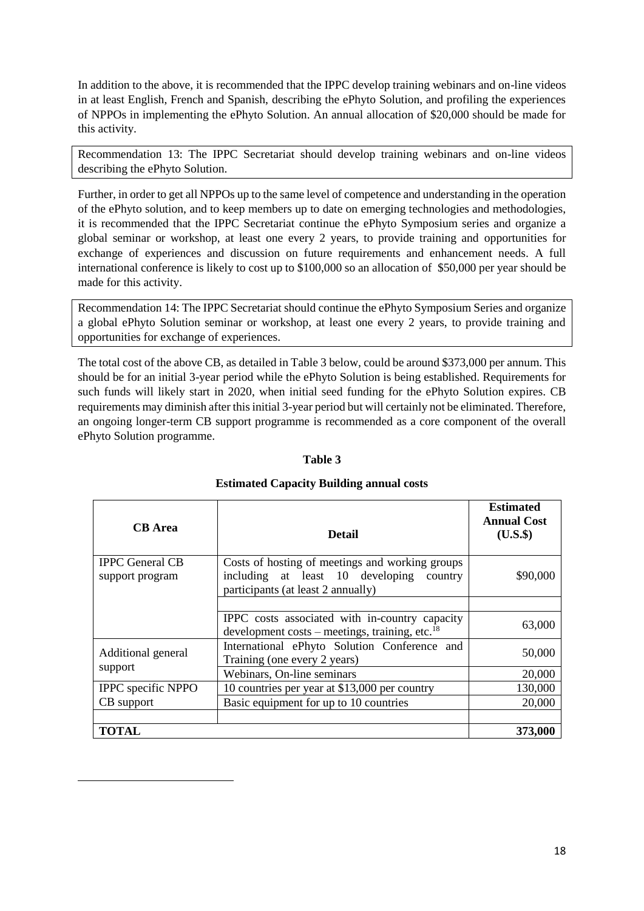In addition to the above, it is recommended that the IPPC develop training webinars and on-line videos in at least English, French and Spanish, describing the ePhyto Solution, and profiling the experiences of NPPOs in implementing the ePhyto Solution. An annual allocation of $20,000 should be made for this activity.

> Recommendation 13: The IPPC Secretariat should develop training webinars and on-line videos describing the ePhyto Solution.

Further, in order to get all NPPOs up to the same level of competence and understanding in the operation of the ePhyto solution, and to keep members up to date on emerging technologies and methodologies, it is recommended that the IPPC Secretariat continue the ePhyto Symposium series and organize a global seminar or workshop, at least one every 2 years, to provide training and opportunities for exchange of experiences and discussion on future requirements and enhancement needs. A full international conference is likely to cost up to $100,000 so an allocation of $50,000 per year should be made for this activity.

> Recommendation 14: The IPPC Secretariat should continue the ePhyto Symposium Series and organize a global ePhyto Solution seminar or workshop, at least one every 2 years, to provide training and opportunities for exchange of experiences.

The total cost of the above CB, as detailed in Table 3 below, could be around $373,000 per annum. This should be for an initial 3-year period while the ePhyto Solution is being established. Requirements for such funds will likely start in 2020, when initial seed funding for the ePhyto Solution expires. CB requirements may diminish after this initial 3-year period but will certainly not be eliminated. Therefore, an ongoing longer-term CB support programme is recommended as a core component of the overall ePhyto Solution programme.

**Table 3**

**Estimated Capacity Building annual costs**

| CB Area | Detail | Estimated Annual Cost (U.S.$) |
|---|---|---|
| IPPC General CB support program | Costs of hosting of meetings and working groups including at least 10 developing country participants (at least 2 annually) | $90,000 |
| | | |
| | IPPC costs associated with in-country capacity development costs – meetings, training, etc.[18] | 63,000 |
| Additional general support | International ePhyto Solution Conference and Training (one every 2 years) | 50,000 |
| | Webinars, On-line seminars | 20,000 |
| IPPC specific NPPO CB support | 10 countries per year at $13,000 per country | 130,000 |
| | Basic equipment for up to 10 countries | 20,000 |
| | | |
| **TOTAL** | | **373,000** |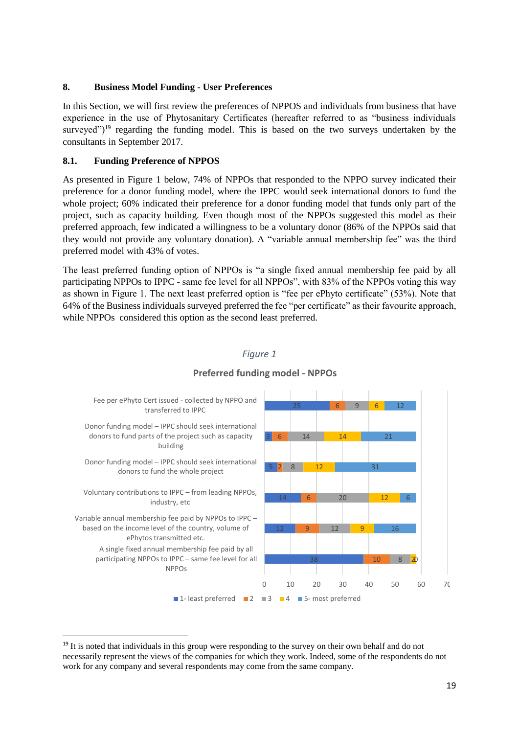## 8. Business Model Funding - User Preferences

In this Section, we will first review the preferences of NPPOS and individuals from business that have experience in the use of Phytosanitary Certificates (hereafter referred to as “business individuals surveyed”)[19] regarding the funding model. This is based on the two surveys undertaken by the consultants in September 2017.

### 8.1. Funding Preference of NPPOS

As presented in Figure 1 below, 74% of NPPOs that responded to the NPPO survey indicated their preference for a donor funding model, where the IPPC would seek international donors to fund the whole project; 60% indicated their preference for a donor funding model that funds only part of the project, such as capacity building. Even though most of the NPPOs suggested this model as their preferred approach, few indicated a willingness to be a voluntary donor (86% of the NPPOs said that they would not provide any voluntary donation). A “variable annual membership fee” was the third preferred model with 43% of votes.

The least preferred funding option of NPPOs is “a single fixed annual membership fee paid by all participating NPPOs to IPPC - same fee level for all NPPOs”, with 83% of the NPPOs voting this way as shown in Figure 1. The next least preferred option is “fee per ePhyto certificate” (53%). Note that 64% of the Business individuals surveyed preferred the fee “per certificate” as their favourite approach, while NPPOs considered this option as the second least preferred.

*Figure 1*

**Preferred funding model - NPPOs**

| Funding model | 1- least preferred | 2 | 3 | 4 | 5- most preferred |
|---|---|---|---|---|---|
| Fee per ePhyto Cert issued - collected by NPPO and transferred to IPPC | 25 | 6 | 9 | 6 | 12 |
| Donor funding model – IPPC should seek international donors to fund parts of the project such as capacity building | 3 | 6 | 14 | 14 | 21 |
| Donor funding model – IPPC should seek international donors to fund the whole project | 5 | 2 | 8 | 12 | 31 |
| Voluntary contributions to IPPC – from leading NPPOs, industry, etc | 14 | 6 | 20 | 12 | 6 |
| Variable annual membership fee paid by NPPOs to IPPC – based on the income level of the country, volume of ePhytos transmitted etc. | 12 | 9 | 12 | 9 | 16 |
| A single fixed annual membership fee paid by all participating NPPOs to IPPC – same fee level for all NPPOs | 38 | 10 | 8 | 2 | 0 |

[19] It is noted that individuals in this group were responding to the survey on their own behalf and do not necessarily represent the views of the companies for which they work. Indeed, some of the respondents do not work for any company and several respondents may come from the same company.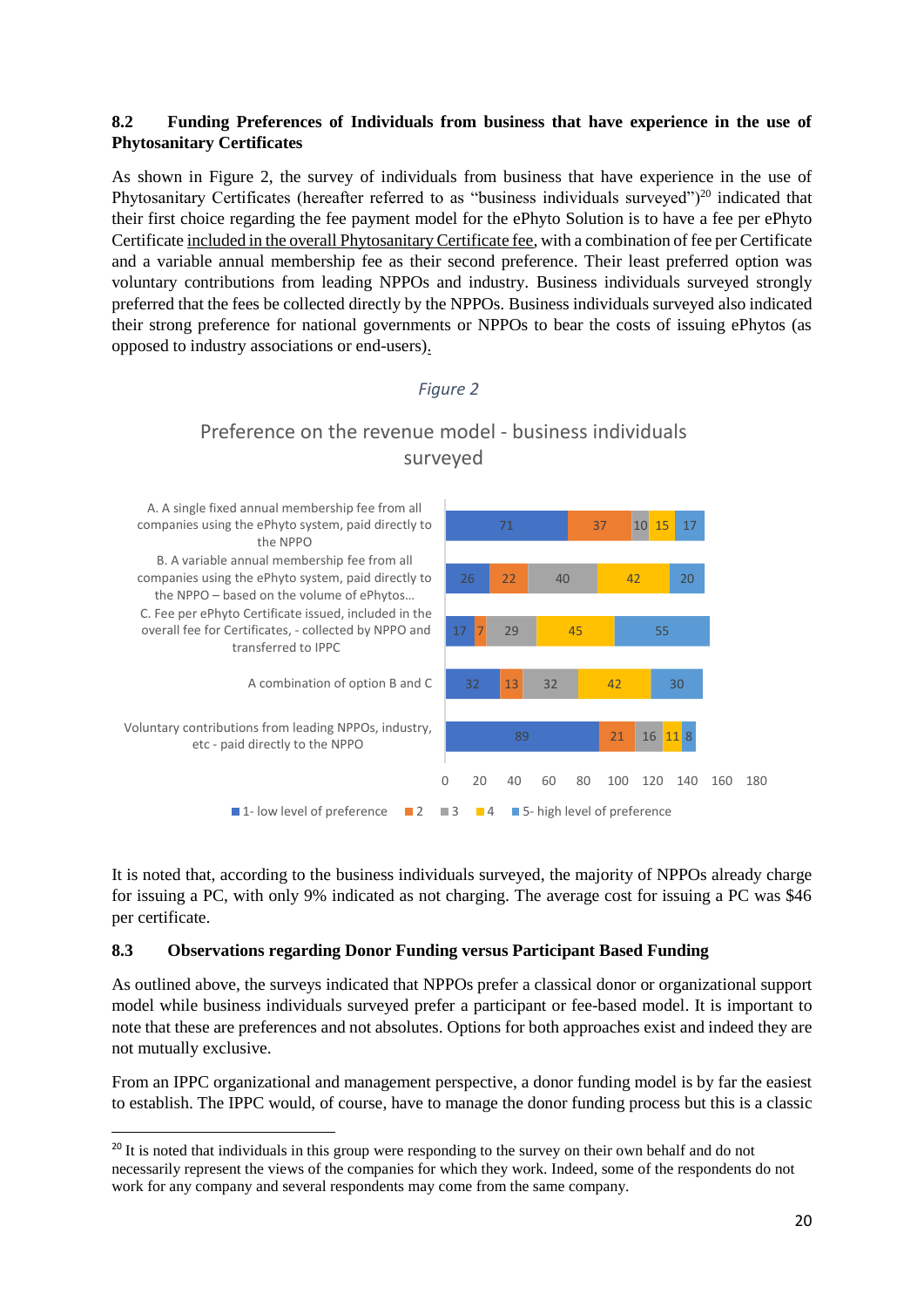### 8.2 Funding Preferences of Individuals from business that have experience in the use of Phytosanitary Certificates

As shown in Figure 2, the survey of individuals from business that have experience in the use of Phytosanitary Certificates (hereafter referred to as "business individuals surveyed")[20] indicated that their first choice regarding the fee payment model for the ePhyto Solution is to have a fee per ePhyto Certificate included in the overall Phytosanitary Certificate fee, with a combination of fee per Certificate and a variable annual membership fee as their second preference. Their least preferred option was voluntary contributions from leading NPPOs and industry. Business individuals surveyed strongly preferred that the fees be collected directly by the NPPOs. Business individuals surveyed also indicated their strong preference for national governments or NPPOs to bear the costs of issuing ePhytos (as opposed to industry associations or end-users).

*Figure 2*

Preference on the revenue model - business individuals surveyed

| Option | 1- low level of preference | 2 | 3 | 4 | 5- high level of preference |
|---|---|---|---|---|---|
| A. A single fixed annual membership fee from all companies using the ePhyto system, paid directly to the NPPO | 71 | 37 | 10 | 15 | 17 |
| B. A variable annual membership fee from all companies using the ePhyto system, paid directly to the NPPO – based on the volume of ePhytos… | 26 | 22 | 40 | 42 | 20 |
| C. Fee per ePhyto Certificate issued, included in the overall fee for Certificates, - collected by NPPO and transferred to IPPC | 17 | 7 | 29 | 45 | 55 |
| A combination of option B and C | 32 | 13 | 32 | 42 | 30 |
| Voluntary contributions from leading NPPOs, industry, etc - paid directly to the NPPO | 89 | 21 | 16 | 11 | 8 |

It is noted that, according to the business individuals surveyed, the majority of NPPOs already charge for issuing a PC, with only 9% indicated as not charging. The average cost for issuing a PC was $46 per certificate.

### 8.3 Observations regarding Donor Funding versus Participant Based Funding

As outlined above, the surveys indicated that NPPOs prefer a classical donor or organizational support model while business individuals surveyed prefer a participant or fee-based model. It is important to note that these are preferences and not absolutes. Options for both approaches exist and indeed they are not mutually exclusive.

From an IPPC organizational and management perspective, a donor funding model is by far the easiest to establish. The IPPC would, of course, have to manage the donor funding process but this is a classic

[20] It is noted that individuals in this group were responding to the survey on their own behalf and do not necessarily represent the views of the companies for which they work. Indeed, some of the respondents do not work for any company and several respondents may come from the same company.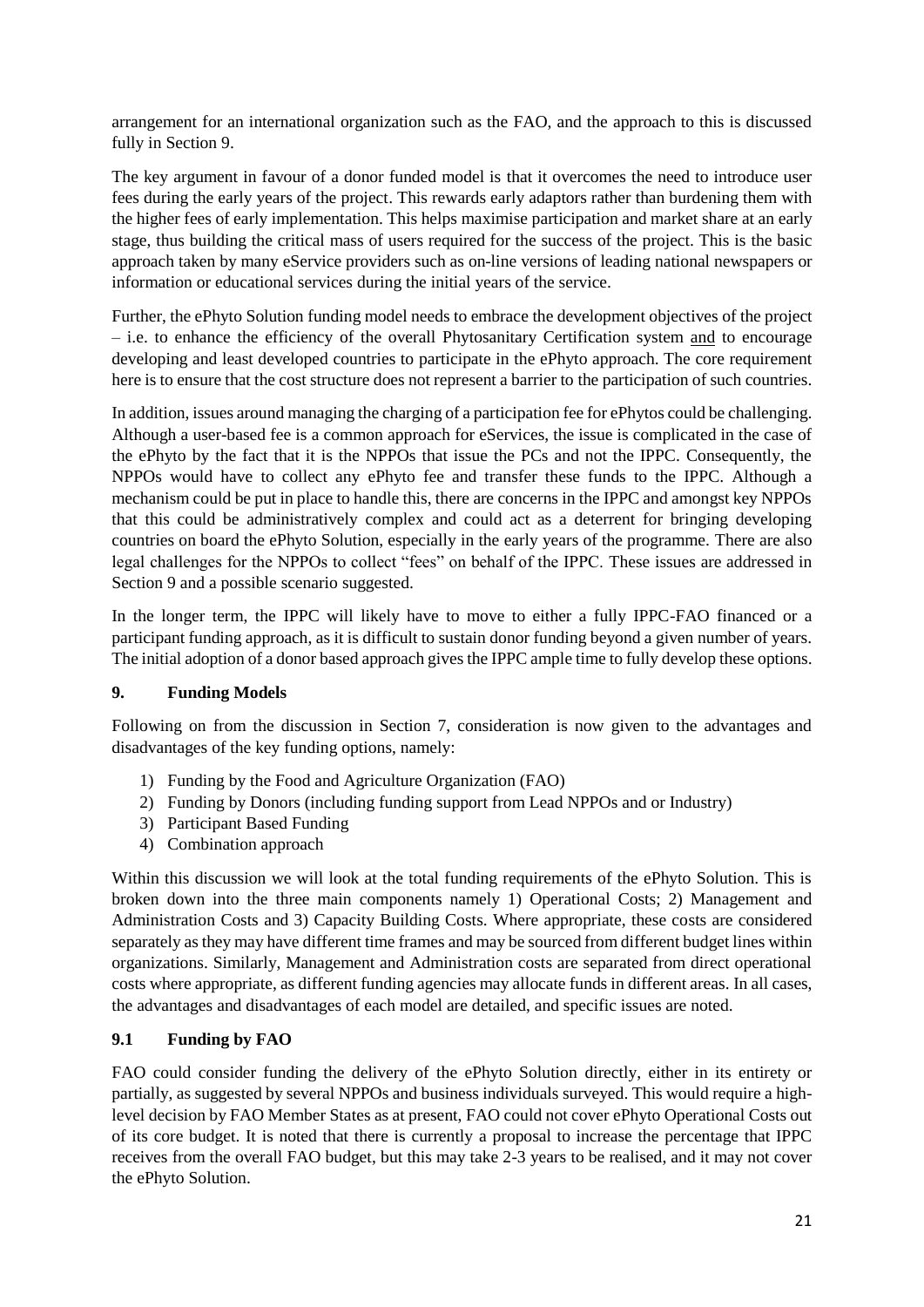arrangement for an international organization such as the FAO, and the approach to this is discussed fully in Section 9.

The key argument in favour of a donor funded model is that it overcomes the need to introduce user fees during the early years of the project. This rewards early adaptors rather than burdening them with the higher fees of early implementation. This helps maximise participation and market share at an early stage, thus building the critical mass of users required for the success of the project. This is the basic approach taken by many eService providers such as on-line versions of leading national newspapers or information or educational services during the initial years of the service.

Further, the ePhyto Solution funding model needs to embrace the development objectives of the project – i.e. to enhance the efficiency of the overall Phytosanitary Certification system and to encourage developing and least developed countries to participate in the ePhyto approach. The core requirement here is to ensure that the cost structure does not represent a barrier to the participation of such countries.

In addition, issues around managing the charging of a participation fee for ePhytos could be challenging. Although a user-based fee is a common approach for eServices, the issue is complicated in the case of the ePhyto by the fact that it is the NPPOs that issue the PCs and not the IPPC. Consequently, the NPPOs would have to collect any ePhyto fee and transfer these funds to the IPPC. Although a mechanism could be put in place to handle this, there are concerns in the IPPC and amongst key NPPOs that this could be administratively complex and could act as a deterrent for bringing developing countries on board the ePhyto Solution, especially in the early years of the programme. There are also legal challenges for the NPPOs to collect "fees" on behalf of the IPPC. These issues are addressed in Section 9 and a possible scenario suggested.

In the longer term, the IPPC will likely have to move to either a fully IPPC-FAO financed or a participant funding approach, as it is difficult to sustain donor funding beyond a given number of years. The initial adoption of a donor based approach gives the IPPC ample time to fully develop these options.

## 9. Funding Models

Following on from the discussion in Section 7, consideration is now given to the advantages and disadvantages of the key funding options, namely:

1) Funding by the Food and Agriculture Organization (FAO)
2) Funding by Donors (including funding support from Lead NPPOs and or Industry)
3) Participant Based Funding
4) Combination approach

Within this discussion we will look at the total funding requirements of the ePhyto Solution. This is broken down into the three main components namely 1) Operational Costs; 2) Management and Administration Costs and 3) Capacity Building Costs. Where appropriate, these costs are considered separately as they may have different time frames and may be sourced from different budget lines within organizations. Similarly, Management and Administration costs are separated from direct operational costs where appropriate, as different funding agencies may allocate funds in different areas. In all cases, the advantages and disadvantages of each model are detailed, and specific issues are noted.

### 9.1 Funding by FAO

FAO could consider funding the delivery of the ePhyto Solution directly, either in its entirety or partially, as suggested by several NPPOs and business individuals surveyed. This would require a high-level decision by FAO Member States as at present, FAO could not cover ePhyto Operational Costs out of its core budget. It is noted that there is currently a proposal to increase the percentage that IPPC receives from the overall FAO budget, but this may take 2-3 years to be realised, and it may not cover the ePhyto Solution.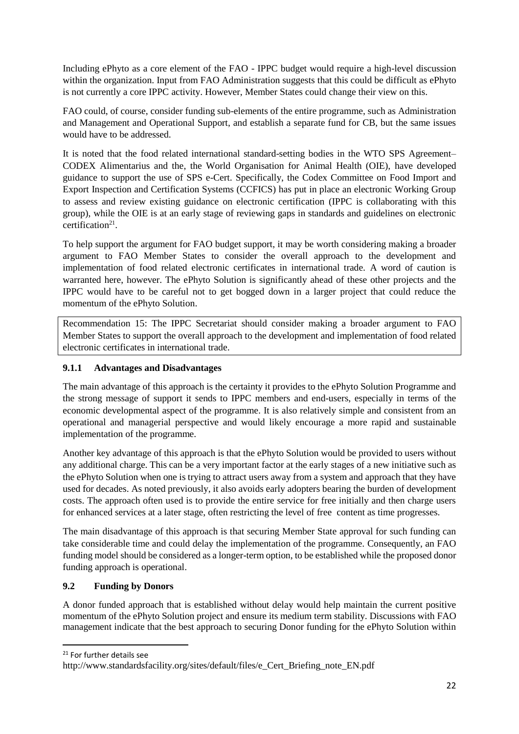Including ePhyto as a core element of the FAO - IPPC budget would require a high-level discussion within the organization. Input from FAO Administration suggests that this could be difficult as ePhyto is not currently a core IPPC activity. However, Member States could change their view on this.

FAO could, of course, consider funding sub-elements of the entire programme, such as Administration and Management and Operational Support, and establish a separate fund for CB, but the same issues would have to be addressed.

It is noted that the food related international standard-setting bodies in the WTO SPS Agreement– CODEX Alimentarius and the, the World Organisation for Animal Health (OIE), have developed guidance to support the use of SPS e-Cert. Specifically, the Codex Committee on Food Import and Export Inspection and Certification Systems (CCFICS) has put in place an electronic Working Group to assess and review existing guidance on electronic certification (IPPC is collaborating with this group), while the OIE is at an early stage of reviewing gaps in standards and guidelines on electronic certification[21].

To help support the argument for FAO budget support, it may be worth considering making a broader argument to FAO Member States to consider the overall approach to the development and implementation of food related electronic certificates in international trade. A word of caution is warranted here, however. The ePhyto Solution is significantly ahead of these other projects and the IPPC would have to be careful not to get bogged down in a larger project that could reduce the momentum of the ePhyto Solution.

> Recommendation 15: The IPPC Secretariat should consider making a broader argument to FAO Member States to support the overall approach to the development and implementation of food related electronic certificates in international trade.

### 9.1.1 Advantages and Disadvantages

The main advantage of this approach is the certainty it provides to the ePhyto Solution Programme and the strong message of support it sends to IPPC members and end-users, especially in terms of the economic developmental aspect of the programme. It is also relatively simple and consistent from an operational and managerial perspective and would likely encourage a more rapid and sustainable implementation of the programme.

Another key advantage of this approach is that the ePhyto Solution would be provided to users without any additional charge. This can be a very important factor at the early stages of a new initiative such as the ePhyto Solution when one is trying to attract users away from a system and approach that they have used for decades. As noted previously, it also avoids early adopters bearing the burden of development costs. The approach often used is to provide the entire service for free initially and then charge users for enhanced services at a later stage, often restricting the level of free content as time progresses.

The main disadvantage of this approach is that securing Member State approval for such funding can take considerable time and could delay the implementation of the programme. Consequently, an FAO funding model should be considered as a longer-term option, to be established while the proposed donor funding approach is operational.

## 9.2 Funding by Donors

A donor funded approach that is established without delay would help maintain the current positive momentum of the ePhyto Solution project and ensure its medium term stability. Discussions with FAO management indicate that the best approach to securing Donor funding for the ePhyto Solution within

---

[21] For further details see http://www.standardsfacility.org/sites/default/files/e_Cert_Briefing_note_EN.pdf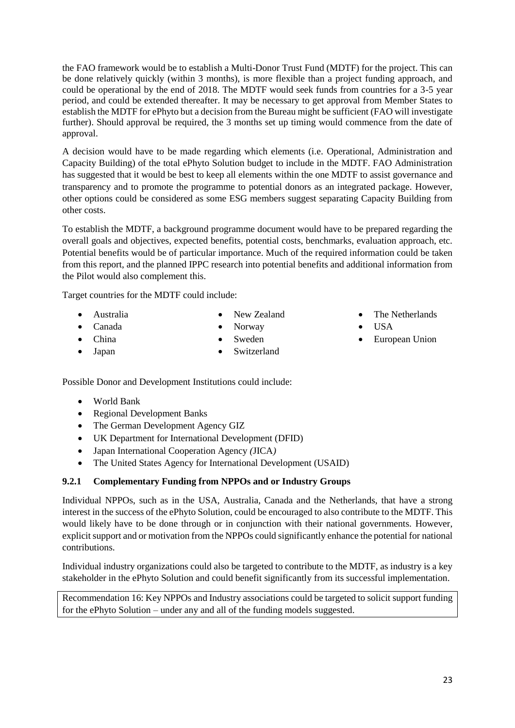the FAO framework would be to establish a Multi-Donor Trust Fund (MDTF) for the project. This can be done relatively quickly (within 3 months), is more flexible than a project funding approach, and could be operational by the end of 2018. The MDTF would seek funds from countries for a 3-5 year period, and could be extended thereafter. It may be necessary to get approval from Member States to establish the MDTF for ePhyto but a decision from the Bureau might be sufficient (FAO will investigate further). Should approval be required, the 3 months set up timing would commence from the date of approval.

A decision would have to be made regarding which elements (i.e. Operational, Administration and Capacity Building) of the total ePhyto Solution budget to include in the MDTF. FAO Administration has suggested that it would be best to keep all elements within the one MDTF to assist governance and transparency and to promote the programme to potential donors as an integrated package. However, other options could be considered as some ESG members suggest separating Capacity Building from other costs.

To establish the MDTF, a background programme document would have to be prepared regarding the overall goals and objectives, expected benefits, potential costs, benchmarks, evaluation approach, etc. Potential benefits would be of particular importance. Much of the required information could be taken from this report, and the planned IPPC research into potential benefits and additional information from the Pilot would also complement this.

Target countries for the MDTF could include:

- Australia
- Canada
- China
- Japan
- New Zealand
- Norway
- Sweden
- Switzerland
- The Netherlands
- USA
- European Union

Possible Donor and Development Institutions could include:

- World Bank
- Regional Development Banks
- The German Development Agency GIZ
- UK Department for International Development (DFID)
- Japan International Cooperation Agency *(*JICA*)*
- The United States Agency for International Development (USAID)

### 9.2.1 Complementary Funding from NPPOs and or Industry Groups

Individual NPPOs, such as in the USA, Australia, Canada and the Netherlands, that have a strong interest in the success of the ePhyto Solution, could be encouraged to also contribute to the MDTF. This would likely have to be done through or in conjunction with their national governments. However, explicit support and or motivation from the NPPOs could significantly enhance the potential for national contributions.

Individual industry organizations could also be targeted to contribute to the MDTF, as industry is a key stakeholder in the ePhyto Solution and could benefit significantly from its successful implementation.

| Recommendation 16: Key NPPOs and Industry associations could be targeted to solicit support funding for the ePhyto Solution – under any and all of the funding models suggested. |
|---|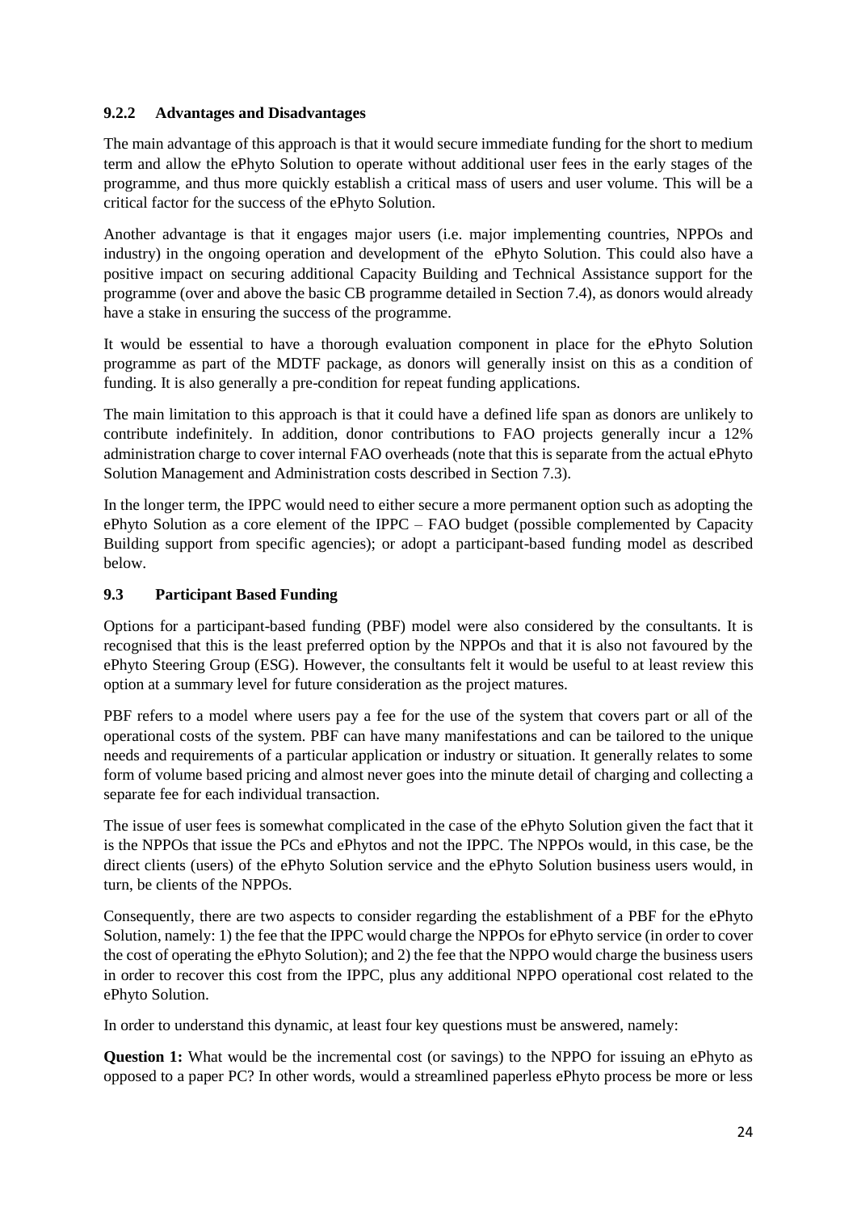### 9.2.2 Advantages and Disadvantages

The main advantage of this approach is that it would secure immediate funding for the short to medium term and allow the ePhyto Solution to operate without additional user fees in the early stages of the programme, and thus more quickly establish a critical mass of users and user volume. This will be a critical factor for the success of the ePhyto Solution.

Another advantage is that it engages major users (i.e. major implementing countries, NPPOs and industry) in the ongoing operation and development of the ePhyto Solution. This could also have a positive impact on securing additional Capacity Building and Technical Assistance support for the programme (over and above the basic CB programme detailed in Section 7.4), as donors would already have a stake in ensuring the success of the programme.

It would be essential to have a thorough evaluation component in place for the ePhyto Solution programme as part of the MDTF package, as donors will generally insist on this as a condition of funding. It is also generally a pre-condition for repeat funding applications.

The main limitation to this approach is that it could have a defined life span as donors are unlikely to contribute indefinitely. In addition, donor contributions to FAO projects generally incur a 12% administration charge to cover internal FAO overheads (note that this is separate from the actual ePhyto Solution Management and Administration costs described in Section 7.3).

In the longer term, the IPPC would need to either secure a more permanent option such as adopting the ePhyto Solution as a core element of the IPPC – FAO budget (possible complemented by Capacity Building support from specific agencies); or adopt a participant-based funding model as described below.

## 9.3 Participant Based Funding

Options for a participant-based funding (PBF) model were also considered by the consultants. It is recognised that this is the least preferred option by the NPPOs and that it is also not favoured by the ePhyto Steering Group (ESG). However, the consultants felt it would be useful to at least review this option at a summary level for future consideration as the project matures.

PBF refers to a model where users pay a fee for the use of the system that covers part or all of the operational costs of the system. PBF can have many manifestations and can be tailored to the unique needs and requirements of a particular application or industry or situation. It generally relates to some form of volume based pricing and almost never goes into the minute detail of charging and collecting a separate fee for each individual transaction.

The issue of user fees is somewhat complicated in the case of the ePhyto Solution given the fact that it is the NPPOs that issue the PCs and ePhytos and not the IPPC. The NPPOs would, in this case, be the direct clients (users) of the ePhyto Solution service and the ePhyto Solution business users would, in turn, be clients of the NPPOs.

Consequently, there are two aspects to consider regarding the establishment of a PBF for the ePhyto Solution, namely: 1) the fee that the IPPC would charge the NPPOs for ePhyto service (in order to cover the cost of operating the ePhyto Solution); and 2) the fee that the NPPO would charge the business users in order to recover this cost from the IPPC, plus any additional NPPO operational cost related to the ePhyto Solution.

In order to understand this dynamic, at least four key questions must be answered, namely:

**Question 1:** What would be the incremental cost (or savings) to the NPPO for issuing an ePhyto as opposed to a paper PC? In other words, would a streamlined paperless ePhyto process be more or less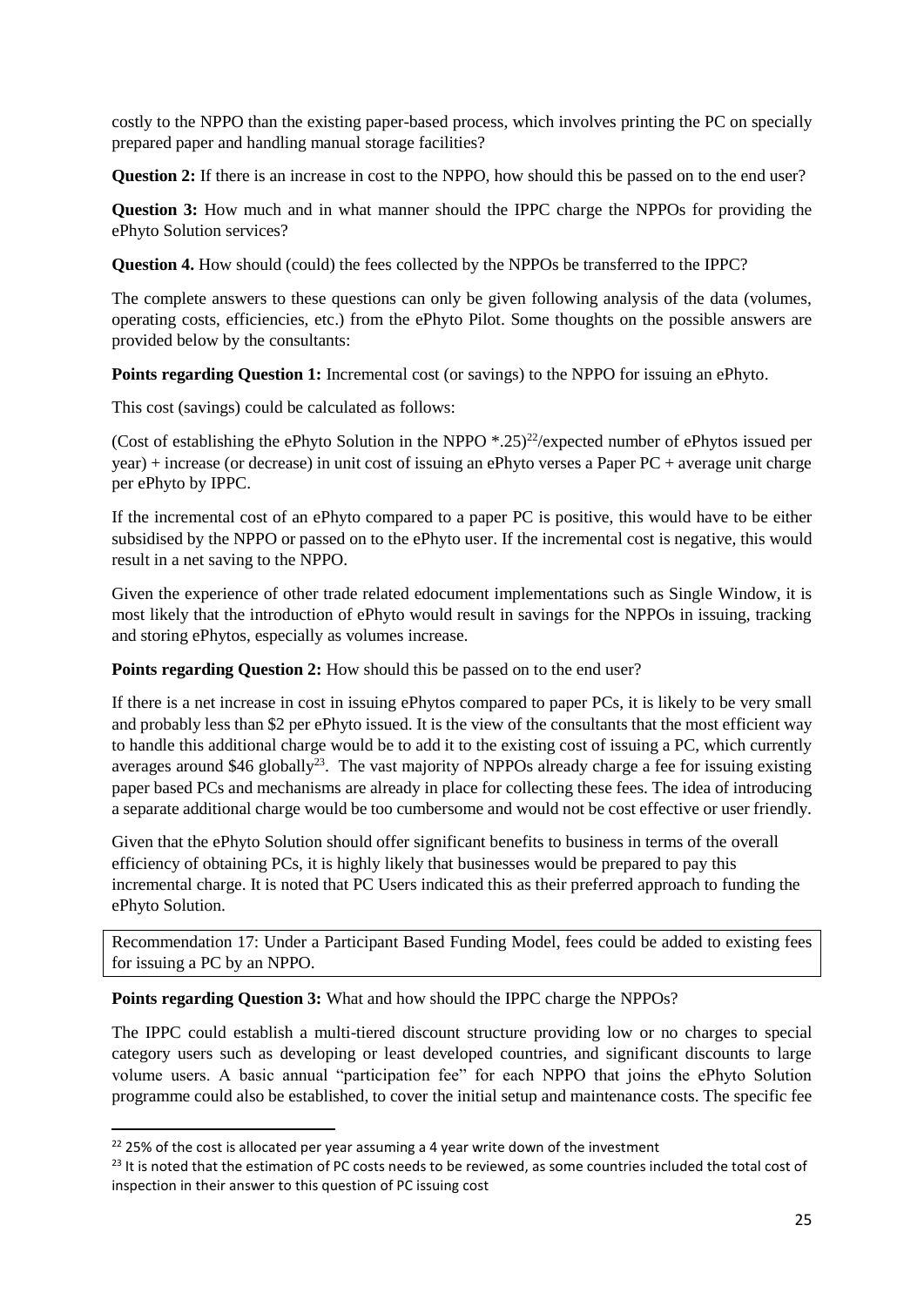costly to the NPPO than the existing paper-based process, which involves printing the PC on specially prepared paper and handling manual storage facilities?

**Question 2:** If there is an increase in cost to the NPPO, how should this be passed on to the end user?

**Question 3:** How much and in what manner should the IPPC charge the NPPOs for providing the ePhyto Solution services?

**Question 4.** How should (could) the fees collected by the NPPOs be transferred to the IPPC?

The complete answers to these questions can only be given following analysis of the data (volumes, operating costs, efficiencies, etc.) from the ePhyto Pilot. Some thoughts on the possible answers are provided below by the consultants:

**Points regarding Question 1:** Incremental cost (or savings) to the NPPO for issuing an ePhyto.

This cost (savings) could be calculated as follows:

(Cost of establishing the ePhyto Solution in the NPPO *.25)[22]/expected number of ePhytos issued per year) + increase (or decrease) in unit cost of issuing an ePhyto verses a Paper PC + average unit charge per ePhyto by IPPC.

If the incremental cost of an ePhyto compared to a paper PC is positive, this would have to be either subsidised by the NPPO or passed on to the ePhyto user. If the incremental cost is negative, this would result in a net saving to the NPPO.

Given the experience of other trade related edocument implementations such as Single Window, it is most likely that the introduction of ePhyto would result in savings for the NPPOs in issuing, tracking and storing ePhytos, especially as volumes increase.

**Points regarding Question 2:** How should this be passed on to the end user?

If there is a net increase in cost in issuing ePhytos compared to paper PCs, it is likely to be very small and probably less than $2 per ePhyto issued. It is the view of the consultants that the most efficient way to handle this additional charge would be to add it to the existing cost of issuing a PC, which currently averages around $46 globally[23]. The vast majority of NPPOs already charge a fee for issuing existing paper based PCs and mechanisms are already in place for collecting these fees. The idea of introducing a separate additional charge would be too cumbersome and would not be cost effective or user friendly.

Given that the ePhyto Solution should offer significant benefits to business in terms of the overall efficiency of obtaining PCs, it is highly likely that businesses would be prepared to pay this incremental charge. It is noted that PC Users indicated this as their preferred approach to funding the ePhyto Solution.

Recommendation 17: Under a Participant Based Funding Model, fees could be added to existing fees for issuing a PC by an NPPO.

**Points regarding Question 3:** What and how should the IPPC charge the NPPOs?

The IPPC could establish a multi-tiered discount structure providing low or no charges to special category users such as developing or least developed countries, and significant discounts to large volume users. A basic annual "participation fee" for each NPPO that joins the ePhyto Solution programme could also be established, to cover the initial setup and maintenance costs. The specific fee

[22] 25% of the cost is allocated per year assuming a 4 year write down of the investment

[23] It is noted that the estimation of PC costs needs to be reviewed, as some countries included the total cost of inspection in their answer to this question of PC issuing cost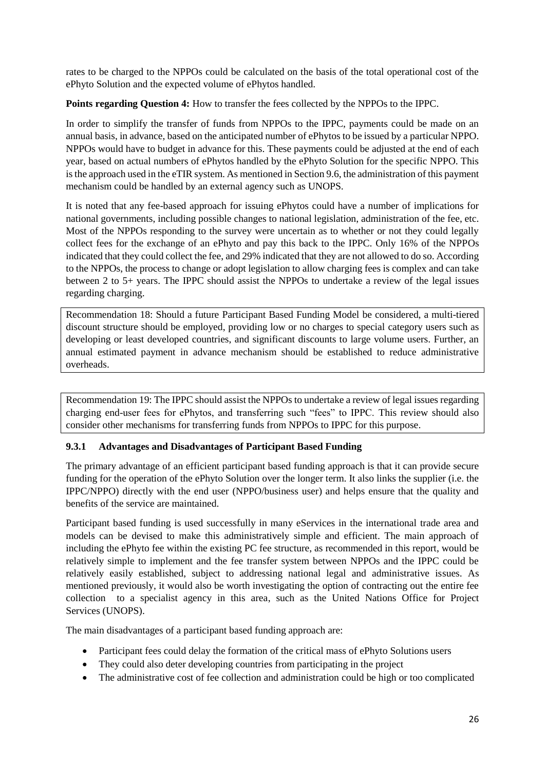rates to be charged to the NPPOs could be calculated on the basis of the total operational cost of the ePhyto Solution and the expected volume of ePhytos handled.

**Points regarding Question 4:** How to transfer the fees collected by the NPPOs to the IPPC.

In order to simplify the transfer of funds from NPPOs to the IPPC, payments could be made on an annual basis, in advance, based on the anticipated number of ePhytos to be issued by a particular NPPO. NPPOs would have to budget in advance for this. These payments could be adjusted at the end of each year, based on actual numbers of ePhytos handled by the ePhyto Solution for the specific NPPO. This is the approach used in the eTIR system. As mentioned in Section 9.6, the administration of this payment mechanism could be handled by an external agency such as UNOPS.

It is noted that any fee-based approach for issuing ePhytos could have a number of implications for national governments, including possible changes to national legislation, administration of the fee, etc. Most of the NPPOs responding to the survey were uncertain as to whether or not they could legally collect fees for the exchange of an ePhyto and pay this back to the IPPC. Only 16% of the NPPOs indicated that they could collect the fee, and 29% indicated that they are not allowed to do so. According to the NPPOs, the process to change or adopt legislation to allow charging fees is complex and can take between 2 to 5+ years. The IPPC should assist the NPPOs to undertake a review of the legal issues regarding charging.

Recommendation 18: Should a future Participant Based Funding Model be considered, a multi-tiered discount structure should be employed, providing low or no charges to special category users such as developing or least developed countries, and significant discounts to large volume users. Further, an annual estimated payment in advance mechanism should be established to reduce administrative overheads.

Recommendation 19: The IPPC should assist the NPPOs to undertake a review of legal issues regarding charging end-user fees for ePhytos, and transferring such "fees" to IPPC. This review should also consider other mechanisms for transferring funds from NPPOs to IPPC for this purpose.

### 9.3.1 Advantages and Disadvantages of Participant Based Funding

The primary advantage of an efficient participant based funding approach is that it can provide secure funding for the operation of the ePhyto Solution over the longer term. It also links the supplier (i.e. the IPPC/NPPO) directly with the end user (NPPO/business user) and helps ensure that the quality and benefits of the service are maintained.

Participant based funding is used successfully in many eServices in the international trade area and models can be devised to make this administratively simple and efficient. The main approach of including the ePhyto fee within the existing PC fee structure, as recommended in this report, would be relatively simple to implement and the fee transfer system between NPPOs and the IPPC could be relatively easily established, subject to addressing national legal and administrative issues. As mentioned previously, it would also be worth investigating the option of contracting out the entire fee collection to a specialist agency in this area, such as the United Nations Office for Project Services (UNOPS).

The main disadvantages of a participant based funding approach are:

- Participant fees could delay the formation of the critical mass of ePhyto Solutions users
- They could also deter developing countries from participating in the project
- The administrative cost of fee collection and administration could be high or too complicated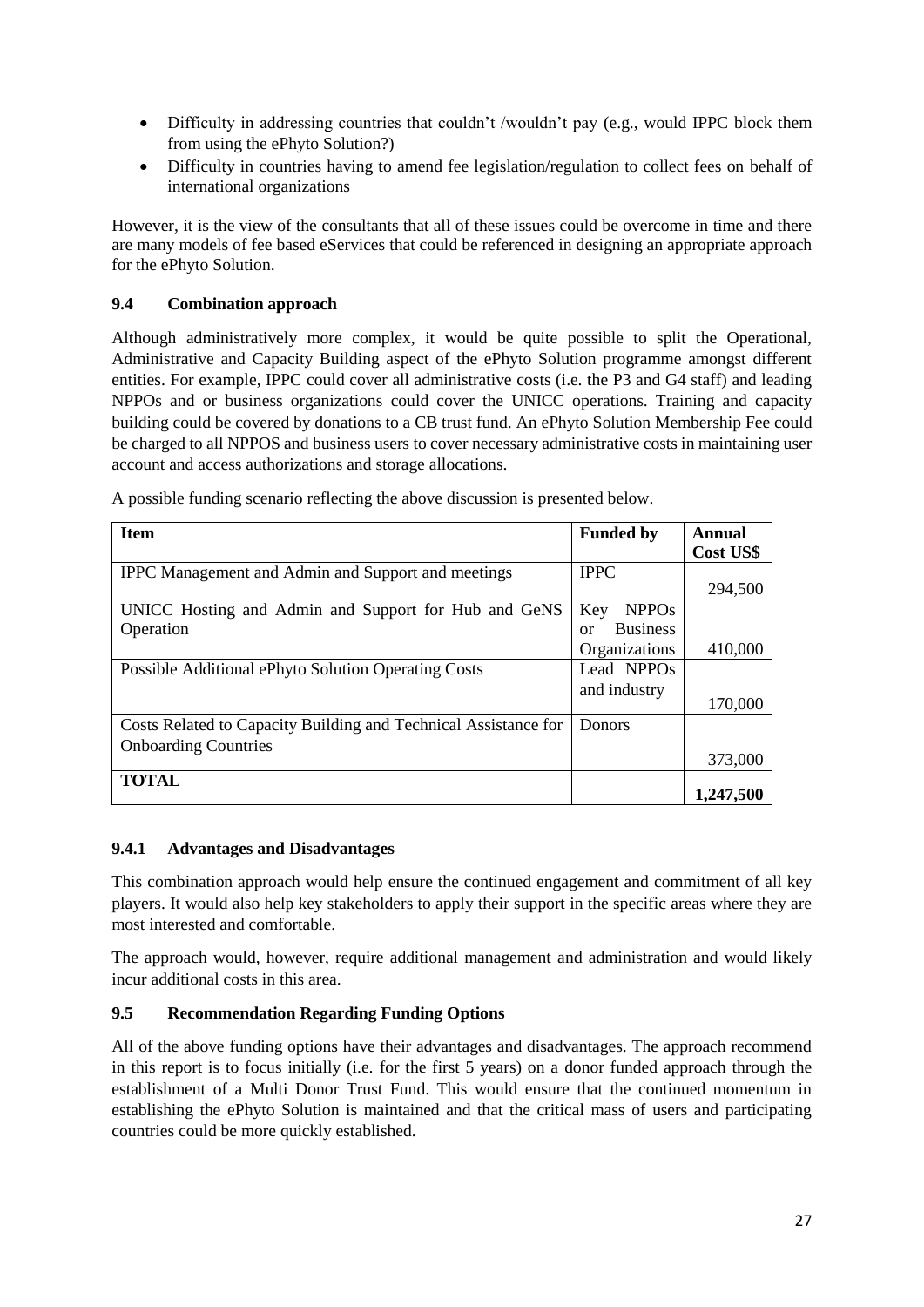- Difficulty in addressing countries that couldn't /wouldn't pay (e.g., would IPPC block them from using the ePhyto Solution?)
- Difficulty in countries having to amend fee legislation/regulation to collect fees on behalf of international organizations

However, it is the view of the consultants that all of these issues could be overcome in time and there are many models of fee based eServices that could be referenced in designing an appropriate approach for the ePhyto Solution.

### 9.4 Combination approach

Although administratively more complex, it would be quite possible to split the Operational, Administrative and Capacity Building aspect of the ePhyto Solution programme amongst different entities. For example, IPPC could cover all administrative costs (i.e. the P3 and G4 staff) and leading NPPOs and or business organizations could cover the UNICC operations. Training and capacity building could be covered by donations to a CB trust fund. An ePhyto Solution Membership Fee could be charged to all NPPOS and business users to cover necessary administrative costs in maintaining user account and access authorizations and storage allocations.

A possible funding scenario reflecting the above discussion is presented below.

| Item | Funded by | Annual Cost US$ |
|---|---|---|
| IPPC Management and Admin and Support and meetings | IPPC | 294,500 |
| UNICC Hosting and Admin and Support for Hub and GeNS Operation | Key NPPOs or Business Organizations | 410,000 |
| Possible Additional ePhyto Solution Operating Costs | Lead NPPOs and industry | 170,000 |
| Costs Related to Capacity Building and Technical Assistance for Onboarding Countries | Donors | 373,000 |
| **TOTAL** | | **1,247,500** |

#### 9.4.1 Advantages and Disadvantages

This combination approach would help ensure the continued engagement and commitment of all key players. It would also help key stakeholders to apply their support in the specific areas where they are most interested and comfortable.

The approach would, however, require additional management and administration and would likely incur additional costs in this area.

### 9.5 Recommendation Regarding Funding Options

All of the above funding options have their advantages and disadvantages. The approach recommend in this report is to focus initially (i.e. for the first 5 years) on a donor funded approach through the establishment of a Multi Donor Trust Fund. This would ensure that the continued momentum in establishing the ePhyto Solution is maintained and that the critical mass of users and participating countries could be more quickly established.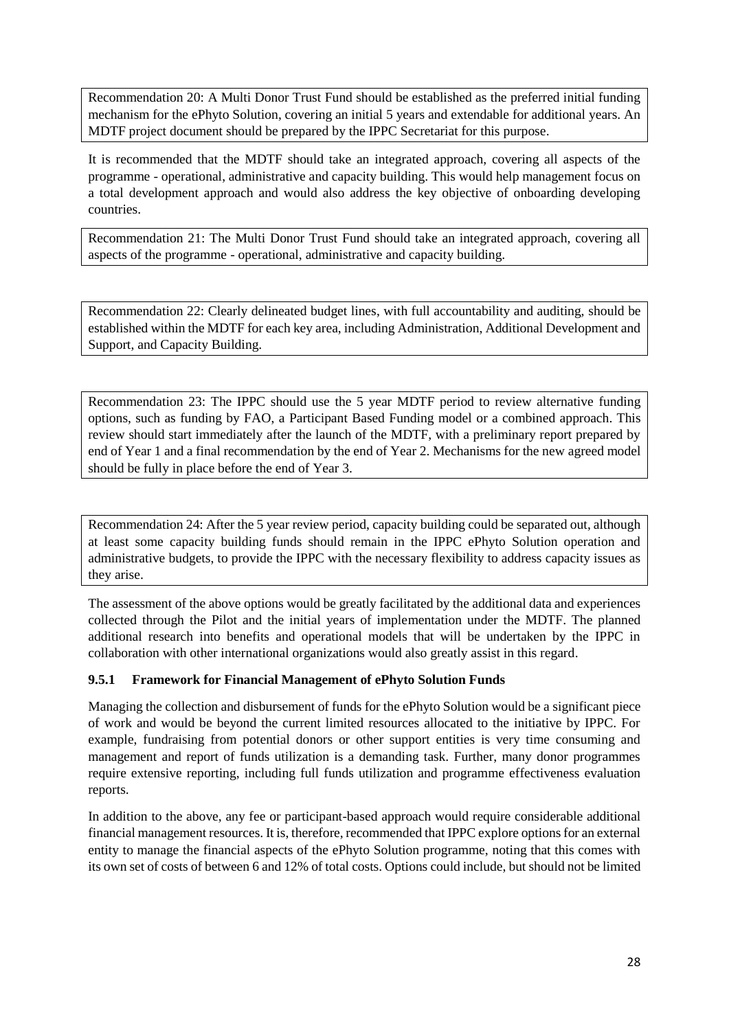Recommendation 20: A Multi Donor Trust Fund should be established as the preferred initial funding mechanism for the ePhyto Solution, covering an initial 5 years and extendable for additional years. An MDTF project document should be prepared by the IPPC Secretariat for this purpose.

It is recommended that the MDTF should take an integrated approach, covering all aspects of the programme - operational, administrative and capacity building. This would help management focus on a total development approach and would also address the key objective of onboarding developing countries.

Recommendation 21: The Multi Donor Trust Fund should take an integrated approach, covering all aspects of the programme - operational, administrative and capacity building.

Recommendation 22: Clearly delineated budget lines, with full accountability and auditing, should be established within the MDTF for each key area, including Administration, Additional Development and Support, and Capacity Building.

Recommendation 23: The IPPC should use the 5 year MDTF period to review alternative funding options, such as funding by FAO, a Participant Based Funding model or a combined approach. This review should start immediately after the launch of the MDTF, with a preliminary report prepared by end of Year 1 and a final recommendation by the end of Year 2. Mechanisms for the new agreed model should be fully in place before the end of Year 3.

Recommendation 24: After the 5 year review period, capacity building could be separated out, although at least some capacity building funds should remain in the IPPC ePhyto Solution operation and administrative budgets, to provide the IPPC with the necessary flexibility to address capacity issues as they arise.

The assessment of the above options would be greatly facilitated by the additional data and experiences collected through the Pilot and the initial years of implementation under the MDTF. The planned additional research into benefits and operational models that will be undertaken by the IPPC in collaboration with other international organizations would also greatly assist in this regard.

### 9.5.1 Framework for Financial Management of ePhyto Solution Funds

Managing the collection and disbursement of funds for the ePhyto Solution would be a significant piece of work and would be beyond the current limited resources allocated to the initiative by IPPC. For example, fundraising from potential donors or other support entities is very time consuming and management and report of funds utilization is a demanding task. Further, many donor programmes require extensive reporting, including full funds utilization and programme effectiveness evaluation reports.

In addition to the above, any fee or participant-based approach would require considerable additional financial management resources. It is, therefore, recommended that IPPC explore options for an external entity to manage the financial aspects of the ePhyto Solution programme, noting that this comes with its own set of costs of between 6 and 12% of total costs. Options could include, but should not be limited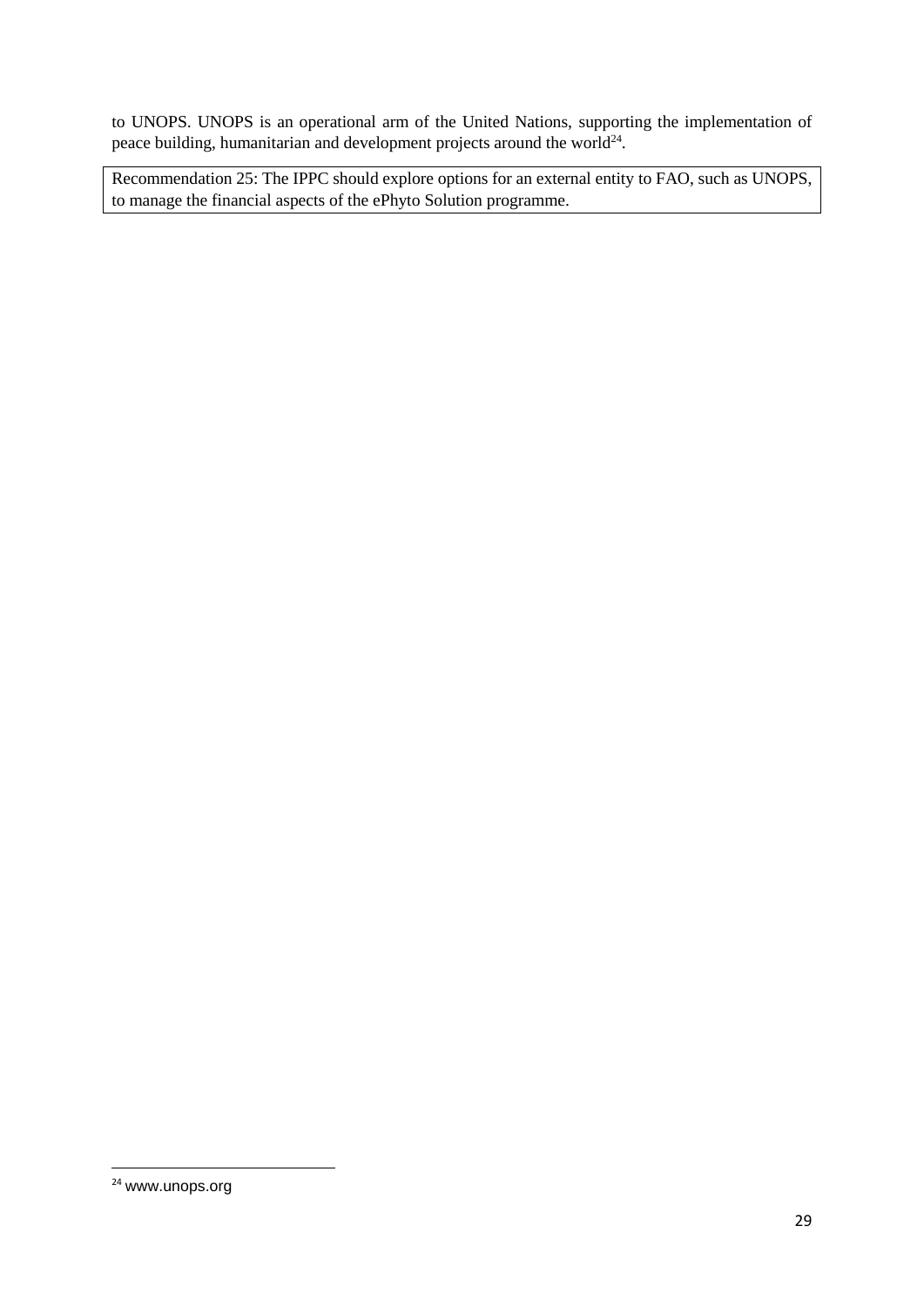to UNOPS. UNOPS is an operational arm of the United Nations, supporting the implementation of peace building, humanitarian and development projects around the world[24].

Recommendation 25: The IPPC should explore options for an external entity to FAO, such as UNOPS, to manage the financial aspects of the ePhyto Solution programme.

[24] www.unops.org